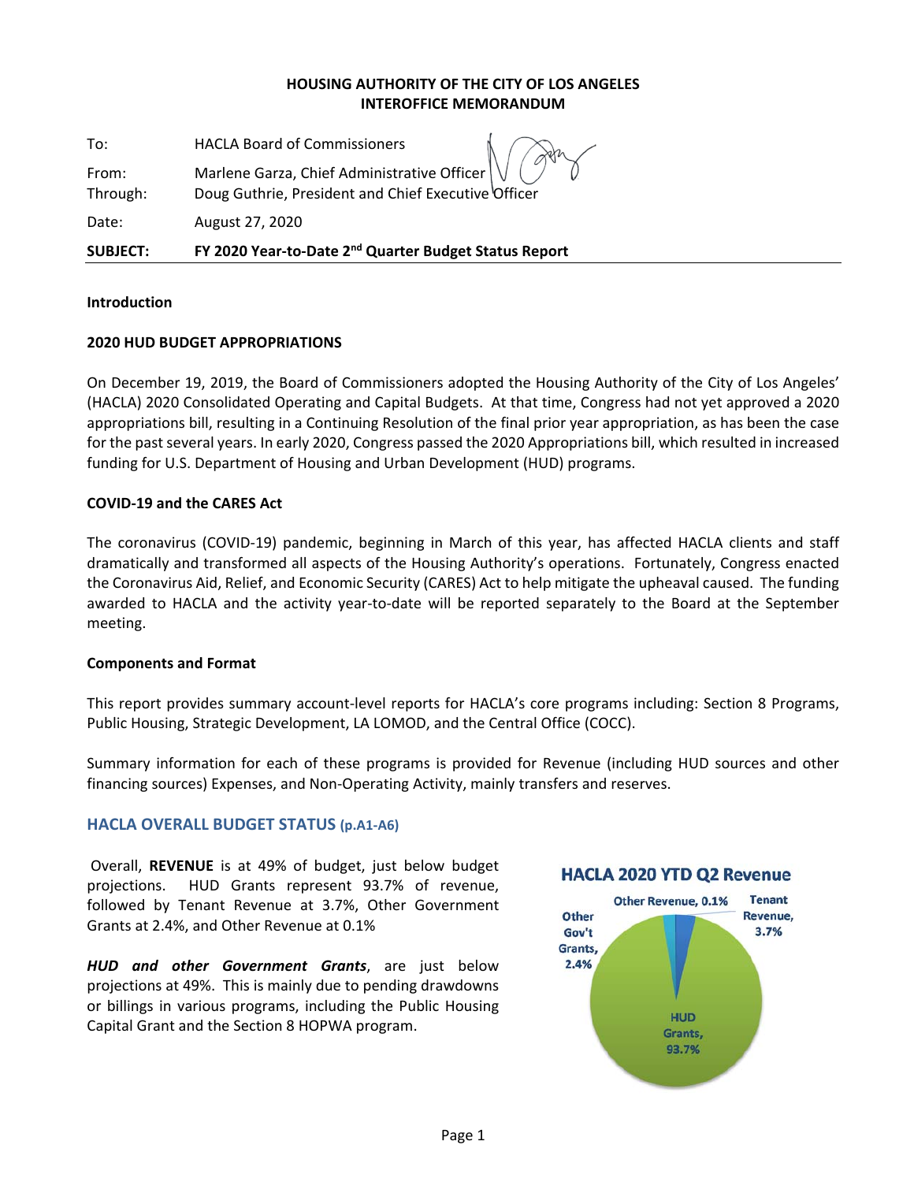**HOUSING AUTHORITY OF THE CITY OF LOS ANGELES**
**INTEROFFICE MEMORANDUM**

| | |
|---|---|
| To: | HACLA Board of Commissioners |
| From: | Marlene Garza, Chief Administrative Officer |
| Through: | Doug Guthrie, President and Chief Executive Officer |
| Date: | August 27, 2020 |
| **SUBJECT:** | **FY 2020 Year-to-Date 2nd Quarter Budget Status Report** |

**Introduction**

**2020 HUD BUDGET APPROPRIATIONS**

On December 19, 2019, the Board of Commissioners adopted the Housing Authority of the City of Los Angeles' (HACLA) 2020 Consolidated Operating and Capital Budgets. At that time, Congress had not yet approved a 2020 appropriations bill, resulting in a Continuing Resolution of the final prior year appropriation, as has been the case for the past several years. In early 2020, Congress passed the 2020 Appropriations bill, which resulted in increased funding for U.S. Department of Housing and Urban Development (HUD) programs.

**COVID-19 and the CARES Act**

The coronavirus (COVID-19) pandemic, beginning in March of this year, has affected HACLA clients and staff dramatically and transformed all aspects of the Housing Authority's operations. Fortunately, Congress enacted the Coronavirus Aid, Relief, and Economic Security (CARES) Act to help mitigate the upheaval caused. The funding awarded to HACLA and the activity year-to-date will be reported separately to the Board at the September meeting.

**Components and Format**

This report provides summary account-level reports for HACLA's core programs including: Section 8 Programs, Public Housing, Strategic Development, LA LOMOD, and the Central Office (COCC).

Summary information for each of these programs is provided for Revenue (including HUD sources and other financing sources) Expenses, and Non-Operating Activity, mainly transfers and reserves.

## HACLA OVERALL BUDGET STATUS (p.A1-A6)

Overall, **REVENUE** is at 49% of budget, just below budget projections. HUD Grants represent 93.7% of revenue, followed by Tenant Revenue at 3.7%, Other Government Grants at 2.4%, and Other Revenue at 0.1%

***HUD and other Government Grants***, are just below projections at 49%. This is mainly due to pending drawdowns or billings in various programs, including the Public Housing Capital Grant and the Section 8 HOPWA program.

**HACLA 2020 YTD Q2 Revenue**

| Category | Share |
|---|---|
| HUD Grants | 93.7% |
| Tenant Revenue | 3.7% |
| Other Gov't Grants | 2.4% |
| Other Revenue | 0.1% |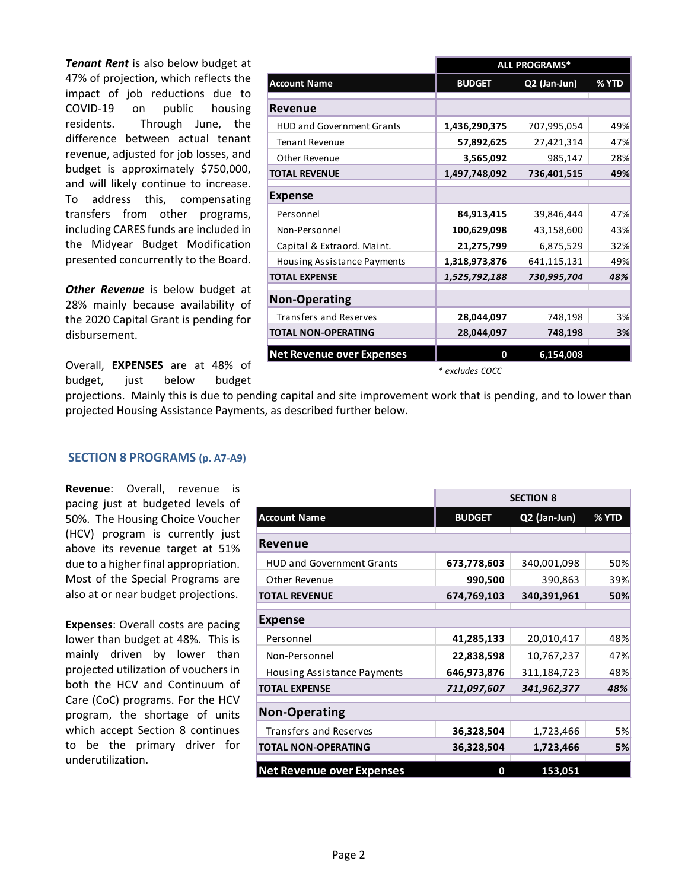***Tenant Rent*** is also below budget at 47% of projection, which reflects the impact of job reductions due to COVID-19 on public housing residents. Through June, the difference between actual tenant revenue, adjusted for job losses, and budget is approximately $750,000, and will likely continue to increase. To address this, compensating transfers from other programs, including CARES funds are included in the Midyear Budget Modification presented concurrently to the Board.

***Other Revenue*** is below budget at 28% mainly because availability of the 2020 Capital Grant is pending for disbursement.

| | ALL PROGRAMS* | | |
|---|---|---|---|
| **Account Name** | **BUDGET** | **Q2 (Jan-Jun)** | **% YTD** |
| **Revenue** | | | |
| HUD and Government Grants | **1,436,290,375** | 707,995,054 | 49% |
| Tenant Revenue | **57,892,625** | 27,421,314 | 47% |
| Other Revenue | **3,565,092** | 985,147 | 28% |
| **TOTAL REVENUE** | **1,497,748,092** | **736,401,515** | **49%** |
| **Expense** | | | |
| Personnel | **84,913,415** | 39,846,444 | 47% |
| Non-Personnel | **100,629,098** | 43,158,600 | 43% |
| Capital & Extraord. Maint. | **21,275,799** | 6,875,529 | 32% |
| Housing Assistance Payments | **1,318,973,876** | 641,115,131 | 49% |
| **TOTAL EXPENSE** | ***1,525,792,188*** | ***730,995,704*** | ***48%*** |
| **Non-Operating** | | | |
| Transfers and Reserves | **28,044,097** | 748,198 | 3% |
| **TOTAL NON-OPERATING** | **28,044,097** | **748,198** | **3%** |
| **Net Revenue over Expenses** | **0** | **6,154,008** | |

*\* excludes COCC*

Overall, **EXPENSES** are at 48% of budget, just below budget projections. Mainly this is due to pending capital and site improvement work that is pending, and to lower than projected Housing Assistance Payments, as described further below.

## SECTION 8 PROGRAMS (p. A7-A9)

**Revenue**: Overall, revenue is pacing just at budgeted levels of 50%. The Housing Choice Voucher (HCV) program is currently just above its revenue target at 51% due to a higher final appropriation. Most of the Special Programs are also at or near budget projections.

**Expenses**: Overall costs are pacing lower than budget at 48%. This is mainly driven by lower than projected utilization of vouchers in both the HCV and Continuum of Care (CoC) programs. For the HCV program, the shortage of units which accept Section 8 continues to be the primary driver for underutilization.

| | SECTION 8 | | |
|---|---|---|---|
| **Account Name** | **BUDGET** | **Q2 (Jan-Jun)** | **% YTD** |
| **Revenue** | | | |
| HUD and Government Grants | **673,778,603** | 340,001,098 | 50% |
| Other Revenue | **990,500** | 390,863 | 39% |
| **TOTAL REVENUE** | **674,769,103** | **340,391,961** | **50%** |
| **Expense** | | | |
| Personnel | **41,285,133** | 20,010,417 | 48% |
| Non-Personnel | **22,838,598** | 10,767,237 | 47% |
| Housing Assistance Payments | **646,973,876** | 311,184,723 | 48% |
| **TOTAL EXPENSE** | ***711,097,607*** | ***341,962,377*** | ***48%*** |
| **Non-Operating** | | | |
| Transfers and Reserves | **36,328,504** | 1,723,466 | 5% |
| **TOTAL NON-OPERATING** | **36,328,504** | **1,723,466** | **5%** |
| **Net Revenue over Expenses** | **0** | **153,051** | |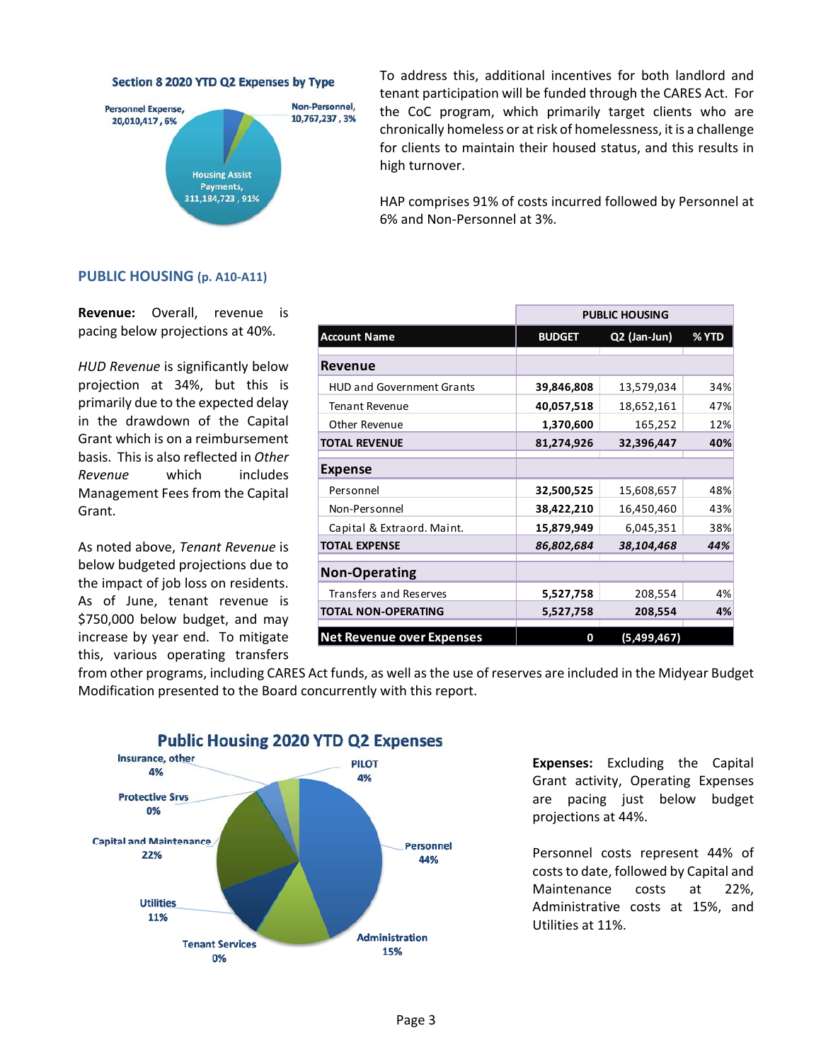**Section 8 2020 YTD Q2 Expenses by Type**

Personnel Expense, 20,010,417 , 6%

Non-Personnel, 10,767,237 , 3%

Housing Assist Payments, 311,184,723 , 91%

To address this, additional incentives for both landlord and tenant participation will be funded through the CARES Act. For the CoC program, which primarily target clients who are chronically homeless or at risk of homelessness, it is a challenge for clients to maintain their housed status, and this results in high turnover.

HAP comprises 91% of costs incurred followed by Personnel at 6% and Non-Personnel at 3%.

## PUBLIC HOUSING (p. A10-A11)

**Revenue:** Overall, revenue is pacing below projections at 40%.

*HUD Revenue* is significantly below projection at 34%, but this is primarily due to the expected delay in the drawdown of the Capital Grant which is on a reimbursement basis. This is also reflected in *Other Revenue* which includes Management Fees from the Capital Grant.

As noted above, *Tenant Revenue* is below budgeted projections due to the impact of job loss on residents. As of June, tenant revenue is $750,000 below budget, and may increase by year end. To mitigate this, various operating transfers from other programs, including CARES Act funds, as well as the use of reserves are included in the Midyear Budget Modification presented to the Board concurrently with this report.

| | PUBLIC HOUSING | | |
|---|---|---|---|
| **Account Name** | **BUDGET** | **Q2 (Jan-Jun)** | **% YTD** |
| **Revenue** | | | |
| HUD and Government Grants | **39,846,808** | 13,579,034 | 34% |
| Tenant Revenue | **40,057,518** | 18,652,161 | 47% |
| Other Revenue | **1,370,600** | 165,252 | 12% |
| **TOTAL REVENUE** | **81,274,926** | **32,396,447** | **40%** |
| **Expense** | | | |
| Personnel | **32,500,525** | 15,608,657 | 48% |
| Non-Personnel | **38,422,210** | 16,450,460 | 43% |
| Capital & Extraord. Maint. | **15,879,949** | 6,045,351 | 38% |
| **TOTAL EXPENSE** | ***86,802,684*** | ***38,104,468*** | ***44%*** |
| **Non-Operating** | | | |
| Transfers and Reserves | **5,527,758** | 208,554 | 4% |
| **TOTAL NON-OPERATING** | **5,527,758** | **208,554** | **4%** |
| **Net Revenue over Expenses** | **0** | **(5,499,467)** | |

**Public Housing 2020 YTD Q2 Expenses**

Insurance, other 4%; PILOT 4%; Protective Srvs 0%; Capital and Maintenance 22%; Personnel 44%; Utilities 11%; Tenant Services 0%; Administration 15%

**Expenses:** Excluding the Capital Grant activity, Operating Expenses are pacing just below budget projections at 44%.

Personnel costs represent 44% of costs to date, followed by Capital and Maintenance costs at 22%, Administrative costs at 15%, and Utilities at 11%.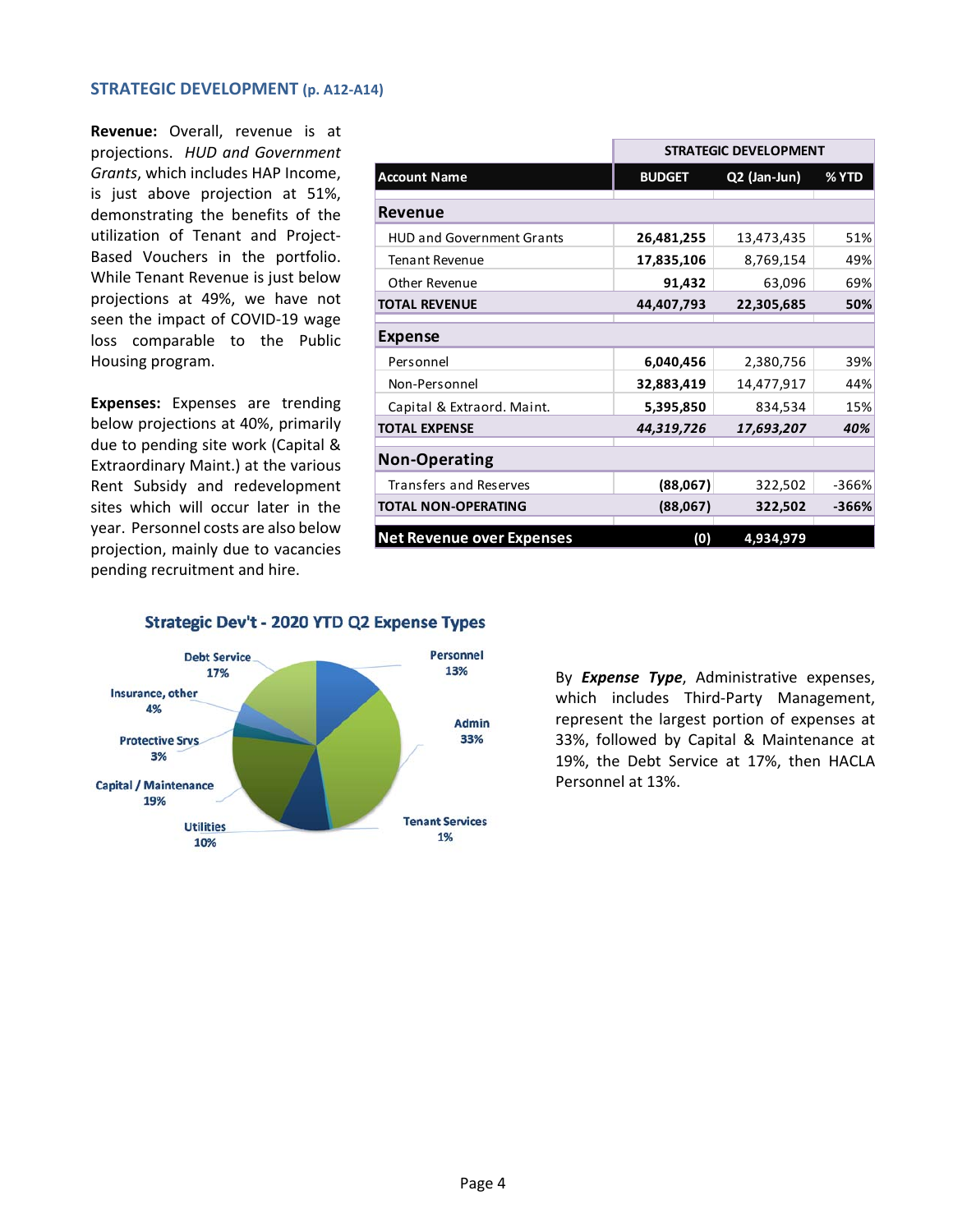## STRATEGIC DEVELOPMENT (p. A12-A14)

**Revenue:** Overall, revenue is at projections. *HUD and Government Grants*, which includes HAP Income, is just above projection at 51%, demonstrating the benefits of the utilization of Tenant and Project-Based Vouchers in the portfolio. While Tenant Revenue is just below projections at 49%, we have not seen the impact of COVID-19 wage loss comparable to the Public Housing program.

**Expenses:** Expenses are trending below projections at 40%, primarily due to pending site work (Capital & Extraordinary Maint.) at the various Rent Subsidy and redevelopment sites which will occur later in the year. Personnel costs are also below projection, mainly due to vacancies pending recruitment and hire.

| | STRATEGIC DEVELOPMENT | | |
|---|---|---|---|
| **Account Name** | **BUDGET** | **Q2 (Jan-Jun)** | **% YTD** |
| **Revenue** | | | |
| HUD and Government Grants | **26,481,255** | 13,473,435 | 51% |
| Tenant Revenue | **17,835,106** | 8,769,154 | 49% |
| Other Revenue | **91,432** | 63,096 | 69% |
| **TOTAL REVENUE** | **44,407,793** | **22,305,685** | **50%** |
| **Expense** | | | |
| Personnel | **6,040,456** | 2,380,756 | 39% |
| Non-Personnel | **32,883,419** | 14,477,917 | 44% |
| Capital & Extraord. Maint. | **5,395,850** | 834,534 | 15% |
| **TOTAL EXPENSE** | ***44,319,726*** | ***17,693,207*** | ***40%*** |
| **Non-Operating** | | | |
| Transfers and Reserves | **(88,067)** | 322,502 | -366% |
| **TOTAL NON-OPERATING** | **(88,067)** | **322,502** | **-366%** |
| **Net Revenue over Expenses** | **(0)** | **4,934,979** | |

**Strategic Dev't - 2020 YTD Q2 Expense Types**

| Expense Type | % |
|---|---|
| Personnel | 13% |
| Admin | 33% |
| Tenant Services | 1% |
| Utilities | 10% |
| Capital / Maintenance | 19% |
| Protective Srvs | 3% |
| Insurance, other | 4% |
| Debt Service | 17% |

By ***Expense Type***, Administrative expenses, which includes Third-Party Management, represent the largest portion of expenses at 33%, followed by Capital & Maintenance at 19%, the Debt Service at 17%, then HACLA Personnel at 13%.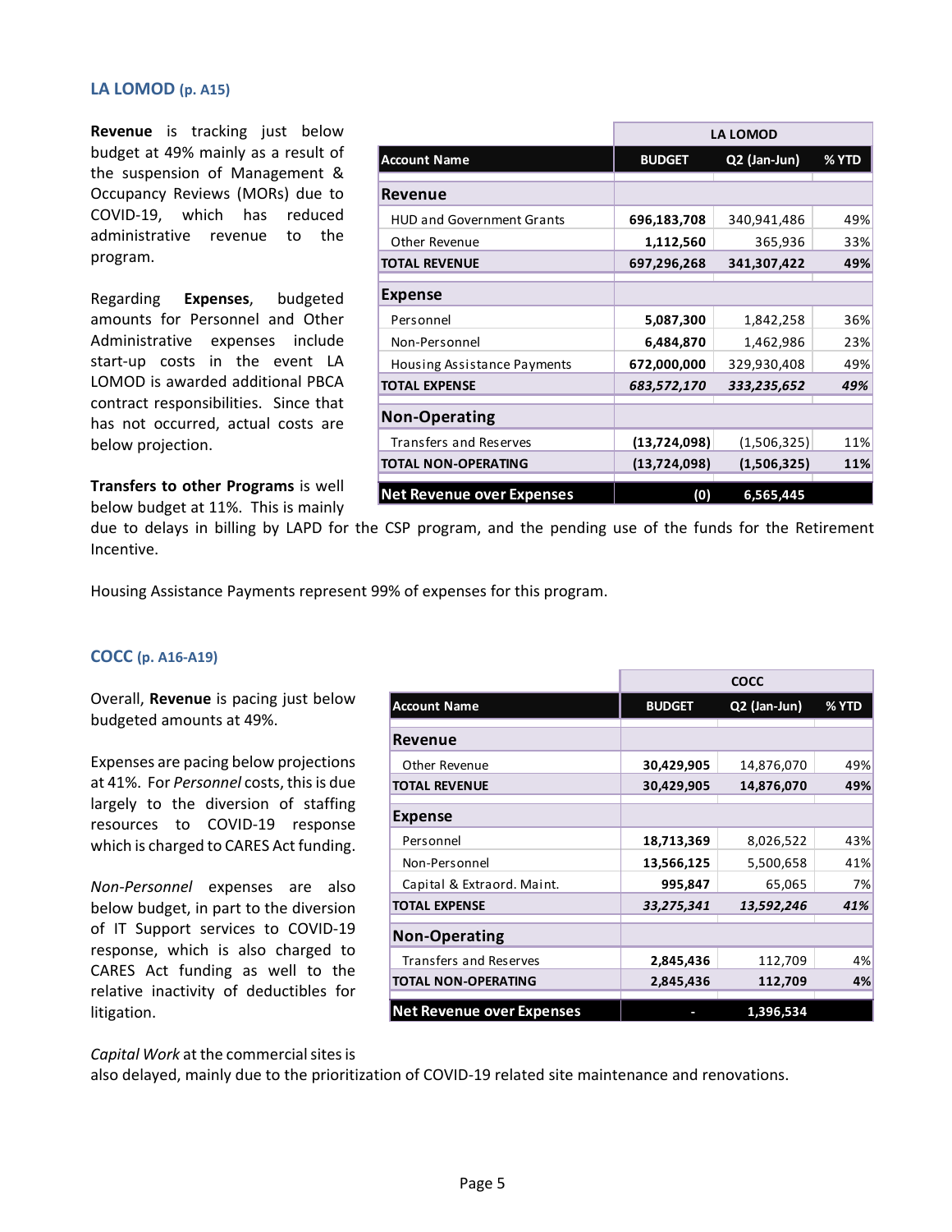## LA LOMOD (p. A15)

**Revenue** is tracking just below budget at 49% mainly as a result of the suspension of Management & Occupancy Reviews (MORs) due to COVID-19, which has reduced administrative revenue to the program.

Regarding **Expenses**, budgeted amounts for Personnel and Other Administrative expenses include start-up costs in the event LA LOMOD is awarded additional PBCA contract responsibilities. Since that has not occurred, actual costs are below projection.

**Transfers to other Programs** is well below budget at 11%. This is mainly due to delays in billing by LAPD for the CSP program, and the pending use of the funds for the Retirement Incentive.

Housing Assistance Payments represent 99% of expenses for this program.

| | LA LOMOD | | |
|---|---|---|---|
| **Account Name** | **BUDGET** | **Q2 (Jan-Jun)** | **% YTD** |
| **Revenue** | | | |
| HUD and Government Grants | **696,183,708** | 340,941,486 | 49% |
| Other Revenue | **1,112,560** | 365,936 | 33% |
| **TOTAL REVENUE** | **697,296,268** | **341,307,422** | **49%** |
| **Expense** | | | |
| Personnel | **5,087,300** | 1,842,258 | 36% |
| Non-Personnel | **6,484,870** | 1,462,986 | 23% |
| Housing Assistance Payments | **672,000,000** | 329,930,408 | 49% |
| **TOTAL EXPENSE** | ***683,572,170*** | ***333,235,652*** | ***49%*** |
| **Non-Operating** | | | |
| Transfers and Reserves | **(13,724,098)** | (1,506,325) | 11% |
| **TOTAL NON-OPERATING** | **(13,724,098)** | **(1,506,325)** | **11%** |
| **Net Revenue over Expenses** | **(0)** | **6,565,445** | |

## COCC (p. A16-A19)

Overall, **Revenue** is pacing just below budgeted amounts at 49%.

Expenses are pacing below projections at 41%. For *Personnel* costs, this is due largely to the diversion of staffing resources to COVID-19 response which is charged to CARES Act funding.

*Non-Personnel* expenses are also below budget, in part to the diversion of IT Support services to COVID-19 response, which is also charged to CARES Act funding as well to the relative inactivity of deductibles for litigation.

*Capital Work* at the commercial sites is also delayed, mainly due to the prioritization of COVID-19 related site maintenance and renovations.

| | COCC | | |
|---|---|---|---|
| **Account Name** | **BUDGET** | **Q2 (Jan-Jun)** | **% YTD** |
| **Revenue** | | | |
| Other Revenue | **30,429,905** | 14,876,070 | 49% |
| **TOTAL REVENUE** | **30,429,905** | **14,876,070** | **49%** |
| **Expense** | | | |
| Personnel | **18,713,369** | 8,026,522 | 43% |
| Non-Personnel | **13,566,125** | 5,500,658 | 41% |
| Capital & Extraord. Maint. | **995,847** | 65,065 | 7% |
| **TOTAL EXPENSE** | ***33,275,341*** | ***13,592,246*** | ***41%*** |
| **Non-Operating** | | | |
| Transfers and Reserves | **2,845,436** | 112,709 | 4% |
| **TOTAL NON-OPERATING** | **2,845,436** | **112,709** | **4%** |
| **Net Revenue over Expenses** | **-** | **1,396,534** | |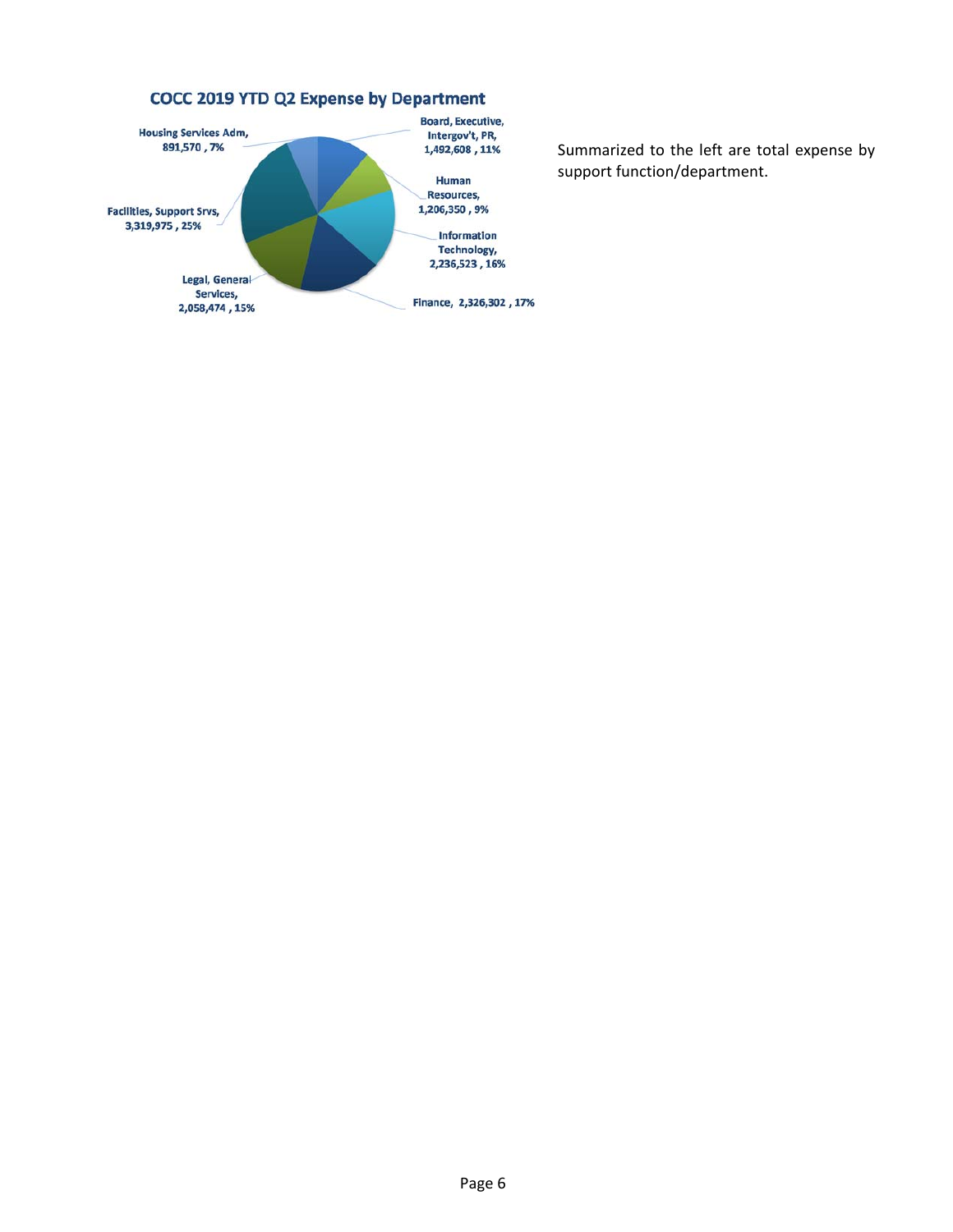**COCC 2019 YTD Q2 Expense by Department**

Board, Executive, Intergov't, PR, 1,492,608 , 11%

Human Resources, 1,206,350 , 9%

Information Technology, 2,236,523 , 16%

Finance, 2,326,302 , 17%

Legal, General Services, 2,058,474 , 15%

Facilities, Support Srvs, 3,319,975 , 25%

Housing Services Adm, 891,570 , 7%

Summarized to the left are total expense by support function/department.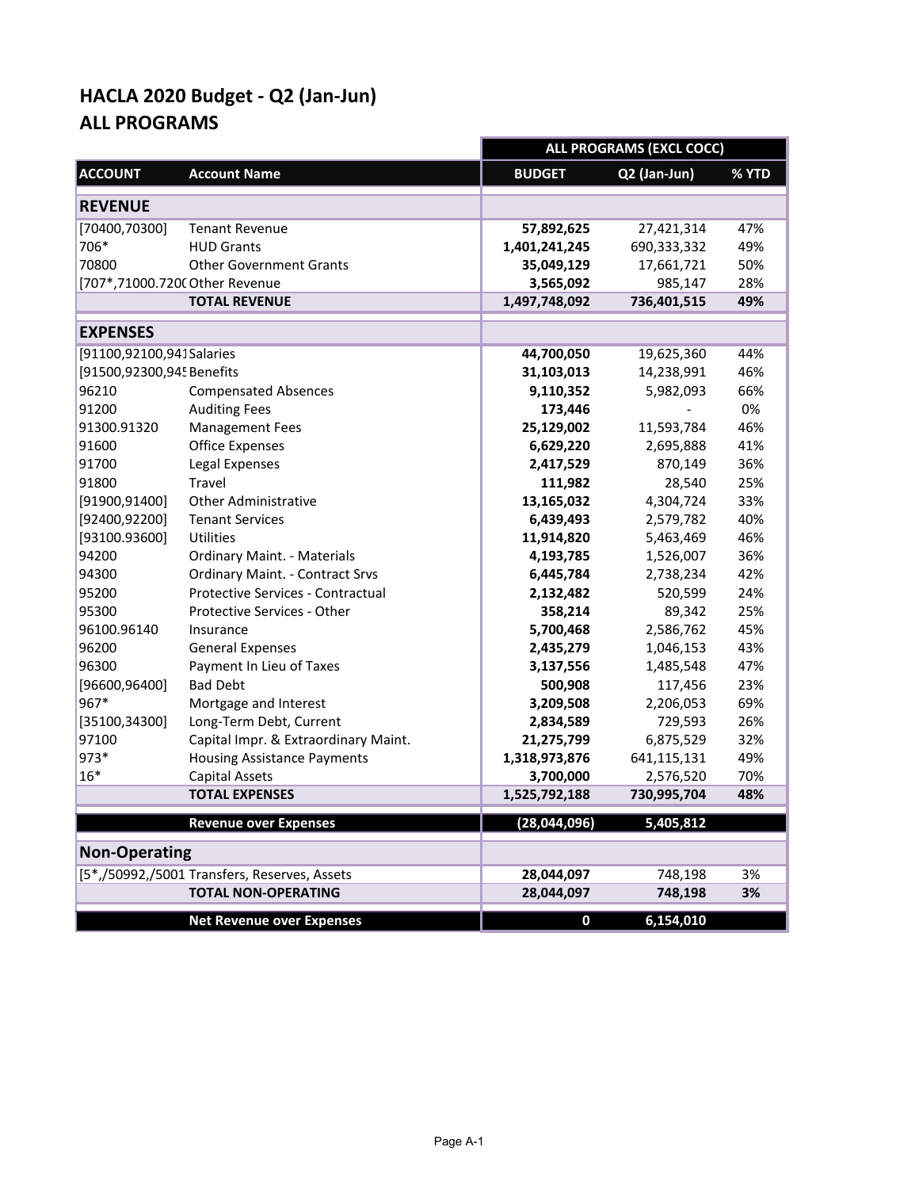# HACLA 2020 Budget - Q2 (Jan-Jun)
## ALL PROGRAMS

| ACCOUNT | Account Name | ALL PROGRAMS (EXCL COCC) BUDGET | Q2 (Jan-Jun) | % YTD |
|---|---|---|---|---|
| **REVENUE** | | | | |
| [70400,70300] | Tenant Revenue | **57,892,625** | 27,421,314 | 47% |
| 706* | HUD Grants | **1,401,241,245** | 690,333,332 | 49% |
| 70800 | Other Government Grants | **35,049,129** | 17,661,721 | 50% |
| [707*,71000.720( | Other Revenue | **3,565,092** | 985,147 | 28% |
| | **TOTAL REVENUE** | **1,497,748,092** | **736,401,515** | **49%** |
| **EXPENSES** | | | | |
| [91100,92100,941 | Salaries | **44,700,050** | 19,625,360 | 44% |
| [91500,92300,945 | Benefits | **31,103,013** | 14,238,991 | 46% |
| 96210 | Compensated Absences | **9,110,352** | 5,982,093 | 66% |
| 91200 | Auditing Fees | **173,446** | - | 0% |
| 91300.91320 | Management Fees | **25,129,002** | 11,593,784 | 46% |
| 91600 | Office Expenses | **6,629,220** | 2,695,888 | 41% |
| 91700 | Legal Expenses | **2,417,529** | 870,149 | 36% |
| 91800 | Travel | **111,982** | 28,540 | 25% |
| [91900,91400] | Other Administrative | **13,165,032** | 4,304,724 | 33% |
| [92400,92200] | Tenant Services | **6,439,493** | 2,579,782 | 40% |
| [93100.93600] | Utilities | **11,914,820** | 5,463,469 | 46% |
| 94200 | Ordinary Maint. - Materials | **4,193,785** | 1,526,007 | 36% |
| 94300 | Ordinary Maint. - Contract Srvs | **6,445,784** | 2,738,234 | 42% |
| 95200 | Protective Services - Contractual | **2,132,482** | 520,599 | 24% |
| 95300 | Protective Services - Other | **358,214** | 89,342 | 25% |
| 96100.96140 | Insurance | **5,700,468** | 2,586,762 | 45% |
| 96200 | General Expenses | **2,435,279** | 1,046,153 | 43% |
| 96300 | Payment In Lieu of Taxes | **3,137,556** | 1,485,548 | 47% |
| [96600,96400] | Bad Debt | **500,908** | 117,456 | 23% |
| 967* | Mortgage and Interest | **3,209,508** | 2,206,053 | 69% |
| [35100,34300] | Long-Term Debt, Current | **2,834,589** | 729,593 | 26% |
| 97100 | Capital Impr. & Extraordinary Maint. | **21,275,799** | 6,875,529 | 32% |
| 973* | Housing Assistance Payments | **1,318,973,876** | 641,115,131 | 49% |
| 16* | Capital Assets | **3,700,000** | 2,576,520 | 70% |
| | **TOTAL EXPENSES** | **1,525,792,188** | **730,995,704** | **48%** |
| | **Revenue over Expenses** | **(28,044,096)** | **5,405,812** | |
| **Non-Operating** | | | | |
| [5*,/50992,/5001 | Transfers, Reserves, Assets | **28,044,097** | 748,198 | 3% |
| | **TOTAL NON-OPERATING** | **28,044,097** | **748,198** | **3%** |
| | **Net Revenue over Expenses** | **0** | **6,154,010** | |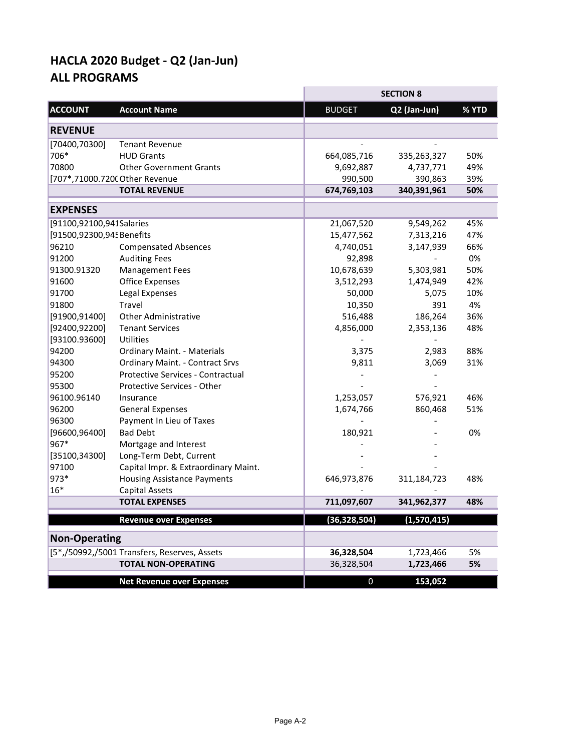# HACLA 2020 Budget - Q2 (Jan-Jun)
## ALL PROGRAMS

| ACCOUNT | Account Name | SECTION 8 BUDGET | SECTION 8 Q2 (Jan-Jun) | SECTION 8 % YTD |
|---|---|---|---|---|
| **REVENUE** | | | | |
| [70400,70300] | Tenant Revenue | - | - | |
| 706* | HUD Grants | 664,085,716 | 335,263,327 | 50% |
| 70800 | Other Government Grants | 9,692,887 | 4,737,771 | 49% |
| [707*,71000.720( | Other Revenue | 990,500 | 390,863 | 39% |
| | **TOTAL REVENUE** | **674,769,103** | **340,391,961** | **50%** |
| **EXPENSES** | | | | |
| [91100,92100,941 | Salaries | 21,067,520 | 9,549,262 | 45% |
| [91500,92300,945 | Benefits | 15,477,562 | 7,313,216 | 47% |
| 96210 | Compensated Absences | 4,740,051 | 3,147,939 | 66% |
| 91200 | Auditing Fees | 92,898 | - | 0% |
| 91300.91320 | Management Fees | 10,678,639 | 5,303,981 | 50% |
| 91600 | Office Expenses | 3,512,293 | 1,474,949 | 42% |
| 91700 | Legal Expenses | 50,000 | 5,075 | 10% |
| 91800 | Travel | 10,350 | 391 | 4% |
| [91900,91400] | Other Administrative | 516,488 | 186,264 | 36% |
| [92400,92200] | Tenant Services | 4,856,000 | 2,353,136 | 48% |
| [93100.93600] | Utilities | - | - | |
| 94200 | Ordinary Maint. - Materials | 3,375 | 2,983 | 88% |
| 94300 | Ordinary Maint. - Contract Srvs | 9,811 | 3,069 | 31% |
| 95200 | Protective Services - Contractual | - | - | |
| 95300 | Protective Services - Other | - | - | |
| 96100.96140 | Insurance | 1,253,057 | 576,921 | 46% |
| 96200 | General Expenses | 1,674,766 | 860,468 | 51% |
| 96300 | Payment In Lieu of Taxes | - | - | |
| [96600,96400] | Bad Debt | 180,921 | - | 0% |
| 967* | Mortgage and Interest | - | - | |
| [35100,34300] | Long-Term Debt, Current | - | - | |
| 97100 | Capital Impr. & Extraordinary Maint. | - | - | |
| 973* | Housing Assistance Payments | 646,973,876 | 311,184,723 | 48% |
| 16* | Capital Assets | - | - | |
| | **TOTAL EXPENSES** | **711,097,607** | **341,962,377** | **48%** |
| | **Revenue over Expenses** | **(36,328,504)** | **(1,570,415)** | |
| **Non-Operating** | | | | |
| [5*,/50992,/5001 | Transfers, Reserves, Assets | **36,328,504** | 1,723,466 | 5% |
| | **TOTAL NON-OPERATING** | 36,328,504 | **1,723,466** | **5%** |
| | **Net Revenue over Expenses** | 0 | **153,052** | |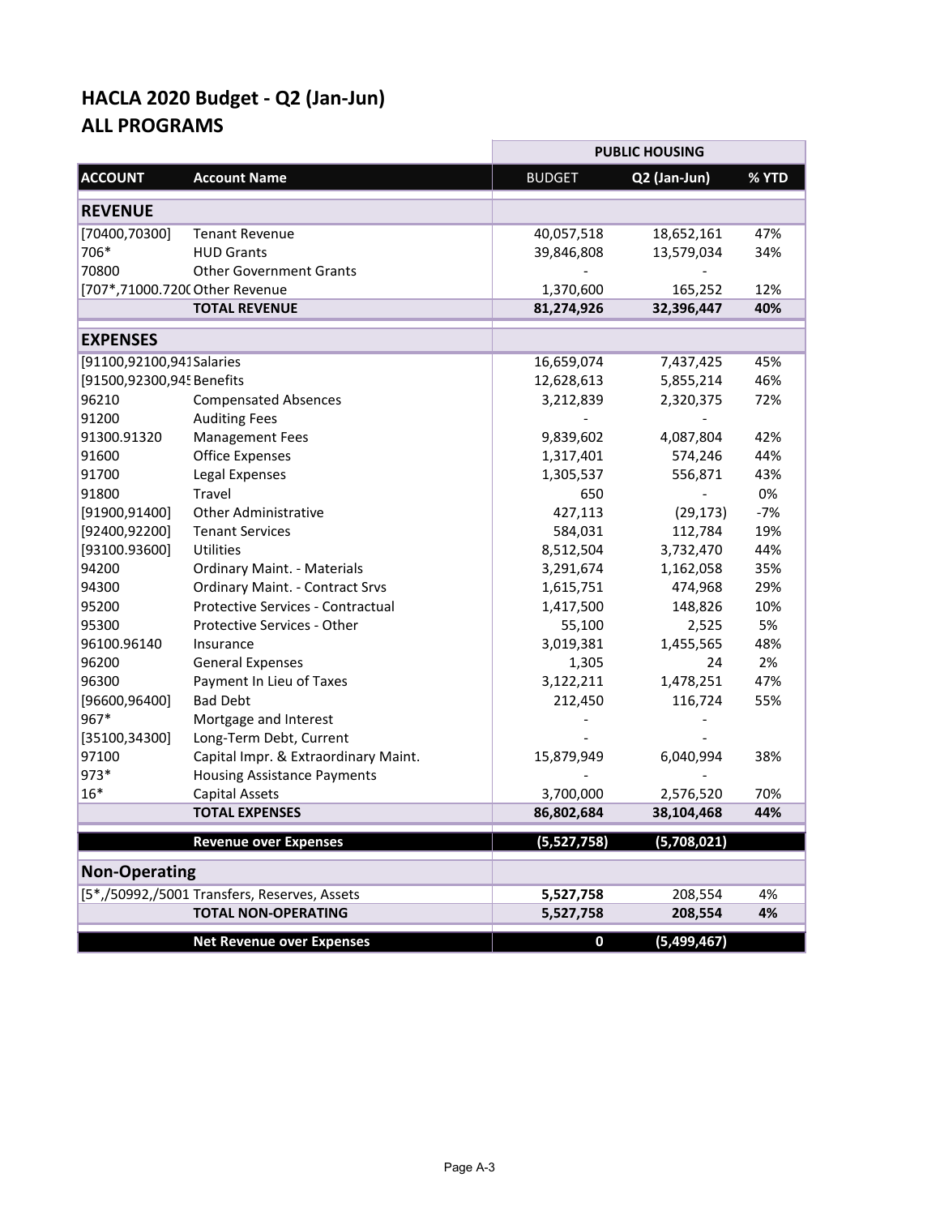# HACLA 2020 Budget - Q2 (Jan-Jun)
## ALL PROGRAMS

| | | PUBLIC HOUSING | | |
|---|---|---|---|---|
| **ACCOUNT** | **Account Name** | BUDGET | **Q2 (Jan-Jun)** | **% YTD** |
| **REVENUE** | | | | |
| [70400,70300] | Tenant Revenue | 40,057,518 | 18,652,161 | 47% |
| 706* | HUD Grants | 39,846,808 | 13,579,034 | 34% |
| 70800 | Other Government Grants | - | - | |
| [707*,71000.7200 | Other Revenue | 1,370,600 | 165,252 | 12% |
| | **TOTAL REVENUE** | **81,274,926** | **32,396,447** | **40%** |
| **EXPENSES** | | | | |
| [91100,92100,941 | Salaries | 16,659,074 | 7,437,425 | 45% |
| [91500,92300,945 | Benefits | 12,628,613 | 5,855,214 | 46% |
| 96210 | Compensated Absences | 3,212,839 | 2,320,375 | 72% |
| 91200 | Auditing Fees | - | - | |
| 91300.91320 | Management Fees | 9,839,602 | 4,087,804 | 42% |
| 91600 | Office Expenses | 1,317,401 | 574,246 | 44% |
| 91700 | Legal Expenses | 1,305,537 | 556,871 | 43% |
| 91800 | Travel | 650 | - | 0% |
| [91900,91400] | Other Administrative | 427,113 | (29,173) | -7% |
| [92400,92200] | Tenant Services | 584,031 | 112,784 | 19% |
| [93100.93600] | Utilities | 8,512,504 | 3,732,470 | 44% |
| 94200 | Ordinary Maint. - Materials | 3,291,674 | 1,162,058 | 35% |
| 94300 | Ordinary Maint. - Contract Srvs | 1,615,751 | 474,968 | 29% |
| 95200 | Protective Services - Contractual | 1,417,500 | 148,826 | 10% |
| 95300 | Protective Services - Other | 55,100 | 2,525 | 5% |
| 96100.96140 | Insurance | 3,019,381 | 1,455,565 | 48% |
| 96200 | General Expenses | 1,305 | 24 | 2% |
| 96300 | Payment In Lieu of Taxes | 3,122,211 | 1,478,251 | 47% |
| [96600,96400] | Bad Debt | 212,450 | 116,724 | 55% |
| 967* | Mortgage and Interest | - | - | |
| [35100,34300] | Long-Term Debt, Current | - | - | |
| 97100 | Capital Impr. & Extraordinary Maint. | 15,879,949 | 6,040,994 | 38% |
| 973* | Housing Assistance Payments | - | - | |
| 16* | Capital Assets | 3,700,000 | 2,576,520 | 70% |
| | **TOTAL EXPENSES** | **86,802,684** | **38,104,468** | **44%** |
| | **Revenue over Expenses** | **(5,527,758)** | **(5,708,021)** | |
| **Non-Operating** | | | | |
| [5*,/50992,/5001 | Transfers, Reserves, Assets | **5,527,758** | 208,554 | 4% |
| | **TOTAL NON-OPERATING** | **5,527,758** | **208,554** | **4%** |
| | **Net Revenue over Expenses** | **0** | **(5,499,467)** | |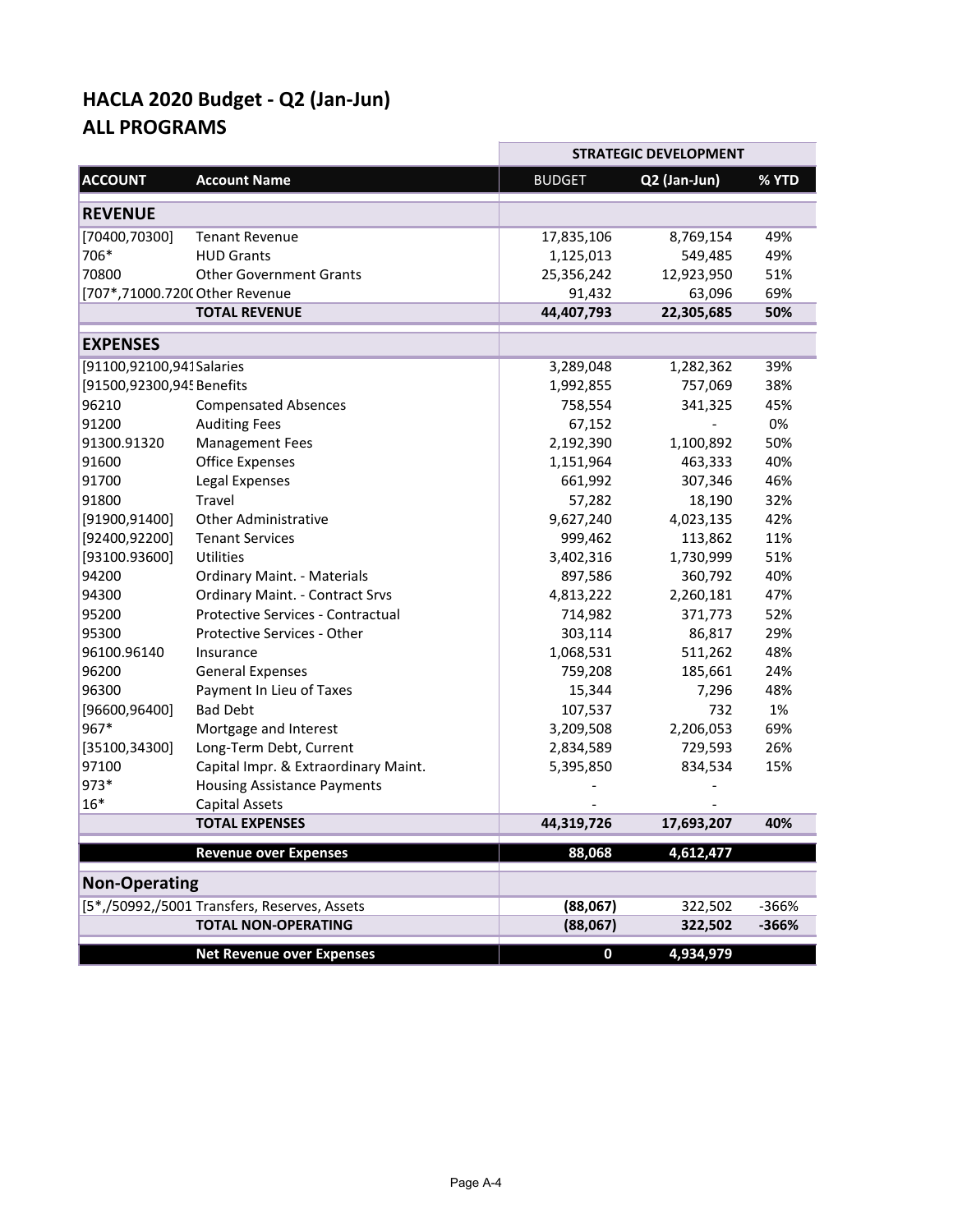# HACLA 2020 Budget - Q2 (Jan-Jun)
## ALL PROGRAMS

| | | STRATEGIC DEVELOPMENT | | |
|---|---|---|---|---|
| **ACCOUNT** | **Account Name** | BUDGET | **Q2 (Jan-Jun)** | **% YTD** |
| **REVENUE** | | | | |
| [70400,70300] | Tenant Revenue | 17,835,106 | 8,769,154 | 49% |
| 706* | HUD Grants | 1,125,013 | 549,485 | 49% |
| 70800 | Other Government Grants | 25,356,242 | 12,923,950 | 51% |
| [707*,71000.7200 | Other Revenue | 91,432 | 63,096 | 69% |
| | **TOTAL REVENUE** | **44,407,793** | **22,305,685** | **50%** |
| **EXPENSES** | | | | |
| [91100,92100,941 | Salaries | 3,289,048 | 1,282,362 | 39% |
| [91500,92300,945 | Benefits | 1,992,855 | 757,069 | 38% |
| 96210 | Compensated Absences | 758,554 | 341,325 | 45% |
| 91200 | Auditing Fees | 67,152 | - | 0% |
| 91300.91320 | Management Fees | 2,192,390 | 1,100,892 | 50% |
| 91600 | Office Expenses | 1,151,964 | 463,333 | 40% |
| 91700 | Legal Expenses | 661,992 | 307,346 | 46% |
| 91800 | Travel | 57,282 | 18,190 | 32% |
| [91900,91400] | Other Administrative | 9,627,240 | 4,023,135 | 42% |
| [92400,92200] | Tenant Services | 999,462 | 113,862 | 11% |
| [93100.93600] | Utilities | 3,402,316 | 1,730,999 | 51% |
| 94200 | Ordinary Maint. - Materials | 897,586 | 360,792 | 40% |
| 94300 | Ordinary Maint. - Contract Srvs | 4,813,222 | 2,260,181 | 47% |
| 95200 | Protective Services - Contractual | 714,982 | 371,773 | 52% |
| 95300 | Protective Services - Other | 303,114 | 86,817 | 29% |
| 96100.96140 | Insurance | 1,068,531 | 511,262 | 48% |
| 96200 | General Expenses | 759,208 | 185,661 | 24% |
| 96300 | Payment In Lieu of Taxes | 15,344 | 7,296 | 48% |
| [96600,96400] | Bad Debt | 107,537 | 732 | 1% |
| 967* | Mortgage and Interest | 3,209,508 | 2,206,053 | 69% |
| [35100,34300] | Long-Term Debt, Current | 2,834,589 | 729,593 | 26% |
| 97100 | Capital Impr. & Extraordinary Maint. | 5,395,850 | 834,534 | 15% |
| 973* | Housing Assistance Payments | - | - | |
| 16* | Capital Assets | - | - | |
| | **TOTAL EXPENSES** | **44,319,726** | **17,693,207** | **40%** |
| | **Revenue over Expenses** | **88,068** | **4,612,477** | |
| **Non-Operating** | | | | |
| [5*,/50992,/5001 | Transfers, Reserves, Assets | **(88,067)** | 322,502 | -366% |
| | **TOTAL NON-OPERATING** | **(88,067)** | **322,502** | **-366%** |
| | **Net Revenue over Expenses** | **0** | **4,934,979** | |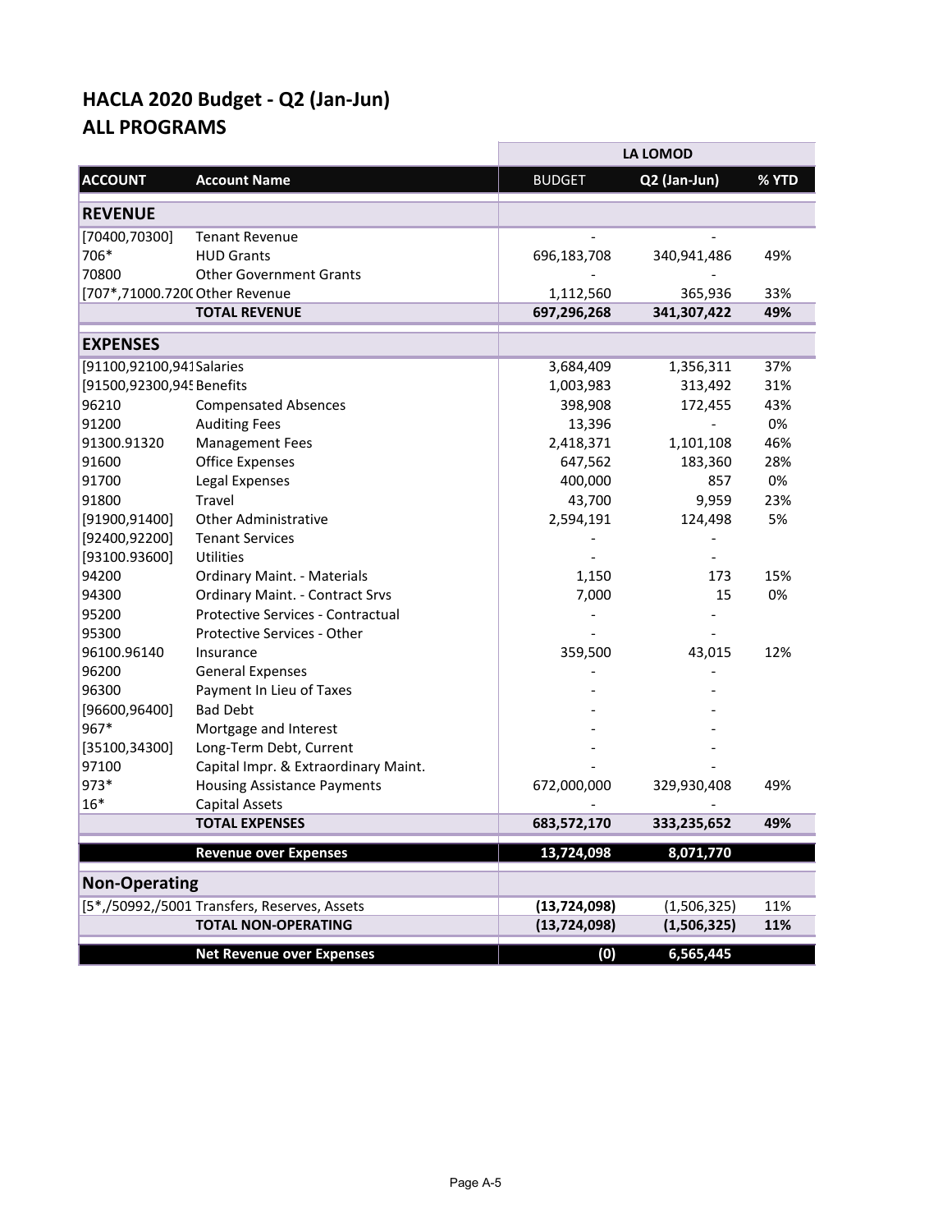# HACLA 2020 Budget - Q2 (Jan-Jun)
## ALL PROGRAMS

| | | LA LOMOD | | |
|---|---|---|---|---|
| **ACCOUNT** | **Account Name** | BUDGET | Q2 (Jan-Jun) | % YTD |
| **REVENUE** | | | | |
| [70400,70300] | Tenant Revenue | - | - | |
| 706* | HUD Grants | 696,183,708 | 340,941,486 | 49% |
| 70800 | Other Government Grants | - | - | |
| [707*,71000.7200 | Other Revenue | 1,112,560 | 365,936 | 33% |
| | **TOTAL REVENUE** | **697,296,268** | **341,307,422** | **49%** |
| **EXPENSES** | | | | |
| [91100,92100,941 | Salaries | 3,684,409 | 1,356,311 | 37% |
| [91500,92300,945 | Benefits | 1,003,983 | 313,492 | 31% |
| 96210 | Compensated Absences | 398,908 | 172,455 | 43% |
| 91200 | Auditing Fees | 13,396 | - | 0% |
| 91300.91320 | Management Fees | 2,418,371 | 1,101,108 | 46% |
| 91600 | Office Expenses | 647,562 | 183,360 | 28% |
| 91700 | Legal Expenses | 400,000 | 857 | 0% |
| 91800 | Travel | 43,700 | 9,959 | 23% |
| [91900,91400] | Other Administrative | 2,594,191 | 124,498 | 5% |
| [92400,92200] | Tenant Services | - | - | |
| [93100.93600] | Utilities | - | - | |
| 94200 | Ordinary Maint. - Materials | 1,150 | 173 | 15% |
| 94300 | Ordinary Maint. - Contract Srvs | 7,000 | 15 | 0% |
| 95200 | Protective Services - Contractual | - | - | |
| 95300 | Protective Services - Other | - | - | |
| 96100.96140 | Insurance | 359,500 | 43,015 | 12% |
| 96200 | General Expenses | - | - | |
| 96300 | Payment In Lieu of Taxes | - | - | |
| [96600,96400] | Bad Debt | - | - | |
| 967* | Mortgage and Interest | - | - | |
| [35100,34300] | Long-Term Debt, Current | - | - | |
| 97100 | Capital Impr. & Extraordinary Maint. | - | - | |
| 973* | Housing Assistance Payments | 672,000,000 | 329,930,408 | 49% |
| 16* | Capital Assets | - | - | |
| | **TOTAL EXPENSES** | **683,572,170** | **333,235,652** | **49%** |
| | **Revenue over Expenses** | **13,724,098** | **8,071,770** | |
| **Non-Operating** | | | | |
| [5*,/50992,/5001 | Transfers, Reserves, Assets | **(13,724,098)** | (1,506,325) | 11% |
| | **TOTAL NON-OPERATING** | **(13,724,098)** | **(1,506,325)** | **11%** |
| | **Net Revenue over Expenses** | **(0)** | **6,565,445** | |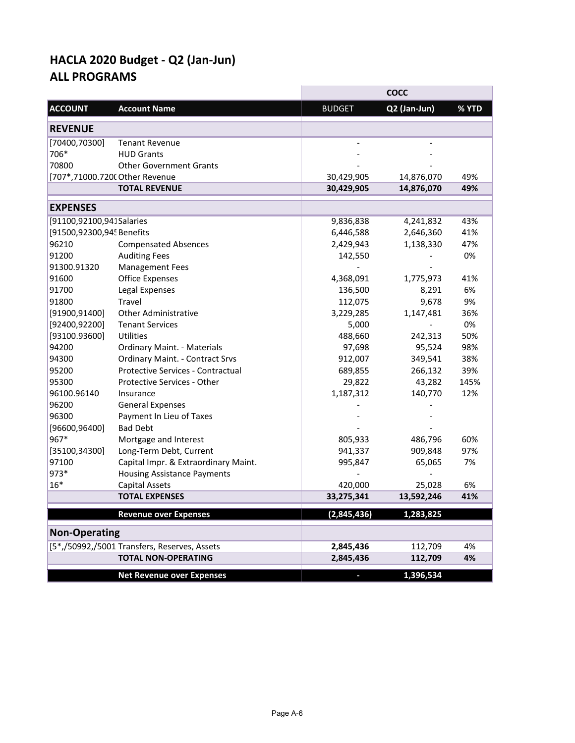# HACLA 2020 Budget - Q2 (Jan-Jun)
## ALL PROGRAMS

| | | COCC | | |
|---|---|---|---|---|
| **ACCOUNT** | **Account Name** | BUDGET | **Q2 (Jan-Jun)** | **% YTD** |
| **REVENUE** | | | | |
| [70400,70300] | Tenant Revenue | - | - | |
| 706* | HUD Grants | - | - | |
| 70800 | Other Government Grants | - | - | |
| [707*,71000.720( | Other Revenue | 30,429,905 | 14,876,070 | 49% |
| | **TOTAL REVENUE** | **30,429,905** | **14,876,070** | **49%** |
| **EXPENSES** | | | | |
| [91100,92100,941 | Salaries | 9,836,838 | 4,241,832 | 43% |
| [91500,92300,945 | Benefits | 6,446,588 | 2,646,360 | 41% |
| 96210 | Compensated Absences | 2,429,943 | 1,138,330 | 47% |
| 91200 | Auditing Fees | 142,550 | - | 0% |
| 91300.91320 | Management Fees | - | - | |
| 91600 | Office Expenses | 4,368,091 | 1,775,973 | 41% |
| 91700 | Legal Expenses | 136,500 | 8,291 | 6% |
| 91800 | Travel | 112,075 | 9,678 | 9% |
| [91900,91400] | Other Administrative | 3,229,285 | 1,147,481 | 36% |
| [92400,92200] | Tenant Services | 5,000 | - | 0% |
| [93100.93600] | Utilities | 488,660 | 242,313 | 50% |
| 94200 | Ordinary Maint. - Materials | 97,698 | 95,524 | 98% |
| 94300 | Ordinary Maint. - Contract Srvs | 912,007 | 349,541 | 38% |
| 95200 | Protective Services - Contractual | 689,855 | 266,132 | 39% |
| 95300 | Protective Services - Other | 29,822 | 43,282 | 145% |
| 96100.96140 | Insurance | 1,187,312 | 140,770 | 12% |
| 96200 | General Expenses | - | - | |
| 96300 | Payment In Lieu of Taxes | - | - | |
| [96600,96400] | Bad Debt | - | - | |
| 967* | Mortgage and Interest | 805,933 | 486,796 | 60% |
| [35100,34300] | Long-Term Debt, Current | 941,337 | 909,848 | 97% |
| 97100 | Capital Impr. & Extraordinary Maint. | 995,847 | 65,065 | 7% |
| 973* | Housing Assistance Payments | - | - | |
| 16* | Capital Assets | 420,000 | 25,028 | 6% |
| | **TOTAL EXPENSES** | **33,275,341** | **13,592,246** | **41%** |
| | **Revenue over Expenses** | **(2,845,436)** | **1,283,825** | |
| **Non-Operating** | | | | |
| [5*,/50992,/5001 | Transfers, Reserves, Assets | **2,845,436** | 112,709 | 4% |
| | **TOTAL NON-OPERATING** | **2,845,436** | **112,709** | **4%** |
| | **Net Revenue over Expenses** | **-** | **1,396,534** | |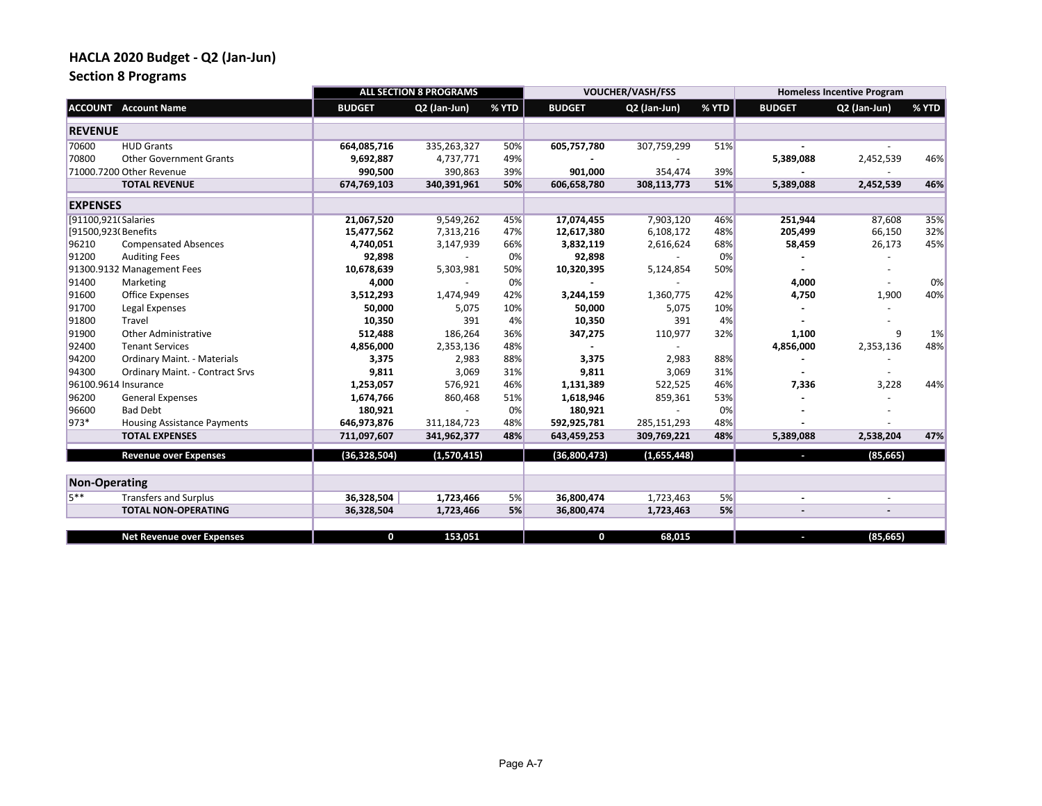## HACLA 2020 Budget - Q2 (Jan-Jun)

## Section 8 Programs

| | | ALL SECTION 8 PROGRAMS | | | VOUCHER/VASH/FSS | | | Homeless Incentive Program | | |
|---|---|---|---|---|---|---|---|---|---|---|
| **ACCOUNT** | **Account Name** | **BUDGET** | **Q2 (Jan-Jun)** | **% YTD** | **BUDGET** | **Q2 (Jan-Jun)** | **% YTD** | **BUDGET** | **Q2 (Jan-Jun)** | **% YTD** |
| **REVENUE** | | | | | | | | | | |
| 70600 | HUD Grants | **664,085,716** | 335,263,327 | 50% | **605,757,780** | 307,759,299 | 51% | **-** | - | |
| 70800 | Other Government Grants | **9,692,887** | 4,737,771 | 49% | **-** | - | | **5,389,088** | 2,452,539 | 46% |
| 71000.7200 | Other Revenue | **990,500** | 390,863 | 39% | **901,000** | 354,474 | 39% | **-** | - | |
| | **TOTAL REVENUE** | **674,769,103** | **340,391,961** | **50%** | **606,658,780** | **308,113,773** | **51%** | **5,389,088** | **2,452,539** | **46%** |
| **EXPENSES** | | | | | | | | | | |
| [91100,921( | Salaries | **21,067,520** | 9,549,262 | 45% | **17,074,455** | 7,903,120 | 46% | **251,944** | 87,608 | 35% |
| [91500,923( | Benefits | **15,477,562** | 7,313,216 | 47% | **12,617,380** | 6,108,172 | 48% | **205,499** | 66,150 | 32% |
| 96210 | Compensated Absences | **4,740,051** | 3,147,939 | 66% | **3,832,119** | 2,616,624 | 68% | **58,459** | 26,173 | 45% |
| 91200 | Auditing Fees | **92,898** | - | 0% | **92,898** | - | 0% | **-** | - | |
| 91300.9132 | Management Fees | **10,678,639** | 5,303,981 | 50% | **10,320,395** | 5,124,854 | 50% | **-** | - | |
| 91400 | Marketing | **4,000** | - | 0% | **-** | - | | **4,000** | - | 0% |
| 91600 | Office Expenses | **3,512,293** | 1,474,949 | 42% | **3,244,159** | 1,360,775 | 42% | **4,750** | 1,900 | 40% |
| 91700 | Legal Expenses | **50,000** | 5,075 | 10% | **50,000** | 5,075 | 10% | **-** | - | |
| 91800 | Travel | **10,350** | 391 | 4% | **10,350** | 391 | 4% | **-** | - | |
| 91900 | Other Administrative | **512,488** | 186,264 | 36% | **347,275** | 110,977 | 32% | **1,100** | 9 | 1% |
| 92400 | Tenant Services | **4,856,000** | 2,353,136 | 48% | **-** | - | | **4,856,000** | 2,353,136 | 48% |
| 94200 | Ordinary Maint. - Materials | **3,375** | 2,983 | 88% | **3,375** | 2,983 | 88% | **-** | - | |
| 94300 | Ordinary Maint. - Contract Srvs | **9,811** | 3,069 | 31% | **9,811** | 3,069 | 31% | **-** | - | |
| 96100.9614 | Insurance | **1,253,057** | 576,921 | 46% | **1,131,389** | 522,525 | 46% | **7,336** | 3,228 | 44% |
| 96200 | General Expenses | **1,674,766** | 860,468 | 51% | **1,618,946** | 859,361 | 53% | **-** | - | |
| 96600 | Bad Debt | **180,921** | - | 0% | **180,921** | - | 0% | **-** | - | |
| 973* | Housing Assistance Payments | **646,973,876** | 311,184,723 | 48% | **592,925,781** | 285,151,293 | 48% | **-** | - | |
| | **TOTAL EXPENSES** | **711,097,607** | **341,962,377** | **48%** | **643,459,253** | **309,769,221** | **48%** | **5,389,088** | **2,538,204** | **47%** |
| | **Revenue over Expenses** | **(36,328,504)** | **(1,570,415)** | | **(36,800,473)** | **(1,655,448)** | | **-** | **(85,665)** | |
| **Non-Operating** | | | | | | | | | | |
| 5** | Transfers and Surplus | **36,328,504** | **1,723,466** | 5% | **36,800,474** | **1,723,463** | 5% | **-** | - | |
| | **TOTAL NON-OPERATING** | **36,328,504** | **1,723,466** | **5%** | **36,800,474** | **1,723,463** | **5%** | **-** | **-** | |
| | **Net Revenue over Expenses** | **0** | **153,051** | | **0** | **68,015** | | **-** | **(85,665)** | |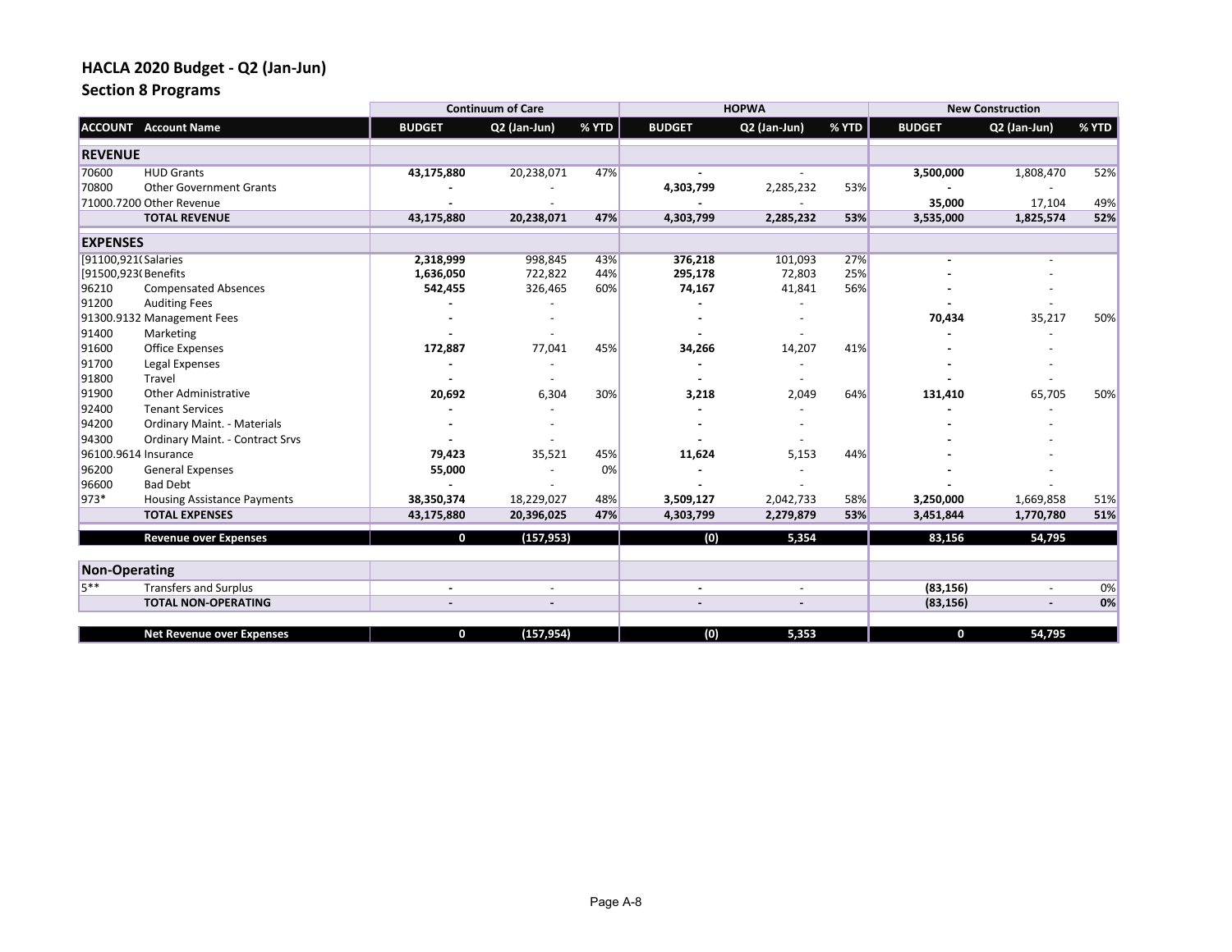# HACLA 2020 Budget - Q2 (Jan-Jun)
## Section 8 Programs

| | | Continuum of Care | | | HOPWA | | | New Construction | | |
|---|---|---|---|---|---|---|---|---|---|---|
| **ACCOUNT** | **Account Name** | **BUDGET** | **Q2 (Jan-Jun)** | **% YTD** | **BUDGET** | **Q2 (Jan-Jun)** | **% YTD** | **BUDGET** | **Q2 (Jan-Jun)** | **% YTD** |
| **REVENUE** | | | | | | | | | | |
| 70600 | HUD Grants | **43,175,880** | 20,238,071 | 47% | **-** | - | | **3,500,000** | 1,808,470 | 52% |
| 70800 | Other Government Grants | **-** | - | | **4,303,799** | 2,285,232 | 53% | **-** | - | |
| 71000.7200 | Other Revenue | **-** | - | | **-** | - | | **35,000** | 17,104 | 49% |
| | **TOTAL REVENUE** | **43,175,880** | **20,238,071** | **47%** | **4,303,799** | **2,285,232** | **53%** | **3,535,000** | **1,825,574** | **52%** |
| **EXPENSES** | | | | | | | | | | |
| [91100,921( | Salaries | **2,318,999** | 998,845 | 43% | **376,218** | 101,093 | 27% | **-** | - | |
| [91500,923( | Benefits | **1,636,050** | 722,822 | 44% | **295,178** | 72,803 | 25% | **-** | - | |
| 96210 | Compensated Absences | **542,455** | 326,465 | 60% | **74,167** | 41,841 | 56% | **-** | - | |
| 91200 | Auditing Fees | **-** | - | | **-** | - | | **-** | - | |
| 91300.9132 | Management Fees | **-** | - | | **-** | - | | **70,434** | 35,217 | 50% |
| 91400 | Marketing | **-** | - | | **-** | - | | **-** | - | |
| 91600 | Office Expenses | **172,887** | 77,041 | 45% | **34,266** | 14,207 | 41% | **-** | - | |
| 91700 | Legal Expenses | **-** | - | | **-** | - | | **-** | - | |
| 91800 | Travel | **-** | - | | **-** | - | | **-** | - | |
| 91900 | Other Administrative | **20,692** | 6,304 | 30% | **3,218** | 2,049 | 64% | **131,410** | 65,705 | 50% |
| 92400 | Tenant Services | **-** | - | | **-** | - | | **-** | - | |
| 94200 | Ordinary Maint. - Materials | **-** | - | | **-** | - | | **-** | - | |
| 94300 | Ordinary Maint. - Contract Srvs | **-** | - | | **-** | - | | **-** | - | |
| 96100.9614 | Insurance | **79,423** | 35,521 | 45% | **11,624** | 5,153 | 44% | **-** | - | |
| 96200 | General Expenses | **55,000** | - | 0% | **-** | - | | **-** | - | |
| 96600 | Bad Debt | **-** | - | | **-** | - | | **-** | - | |
| 973* | Housing Assistance Payments | **38,350,374** | 18,229,027 | 48% | **3,509,127** | 2,042,733 | 58% | **3,250,000** | 1,669,858 | 51% |
| | **TOTAL EXPENSES** | **43,175,880** | **20,396,025** | **47%** | **4,303,799** | **2,279,879** | **53%** | **3,451,844** | **1,770,780** | **51%** |
| | **Revenue over Expenses** | **0** | **(157,953)** | | **(0)** | **5,354** | | **83,156** | **54,795** | |
| **Non-Operating** | | | | | | | | | | |
| 5** | Transfers and Surplus | **-** | - | | **-** | - | | **(83,156)** | - | 0% |
| | **TOTAL NON-OPERATING** | **-** | **-** | | **-** | **-** | | **(83,156)** | **-** | **0%** |
| | **Net Revenue over Expenses** | **0** | **(157,954)** | | **(0)** | **5,353** | | **0** | **54,795** | |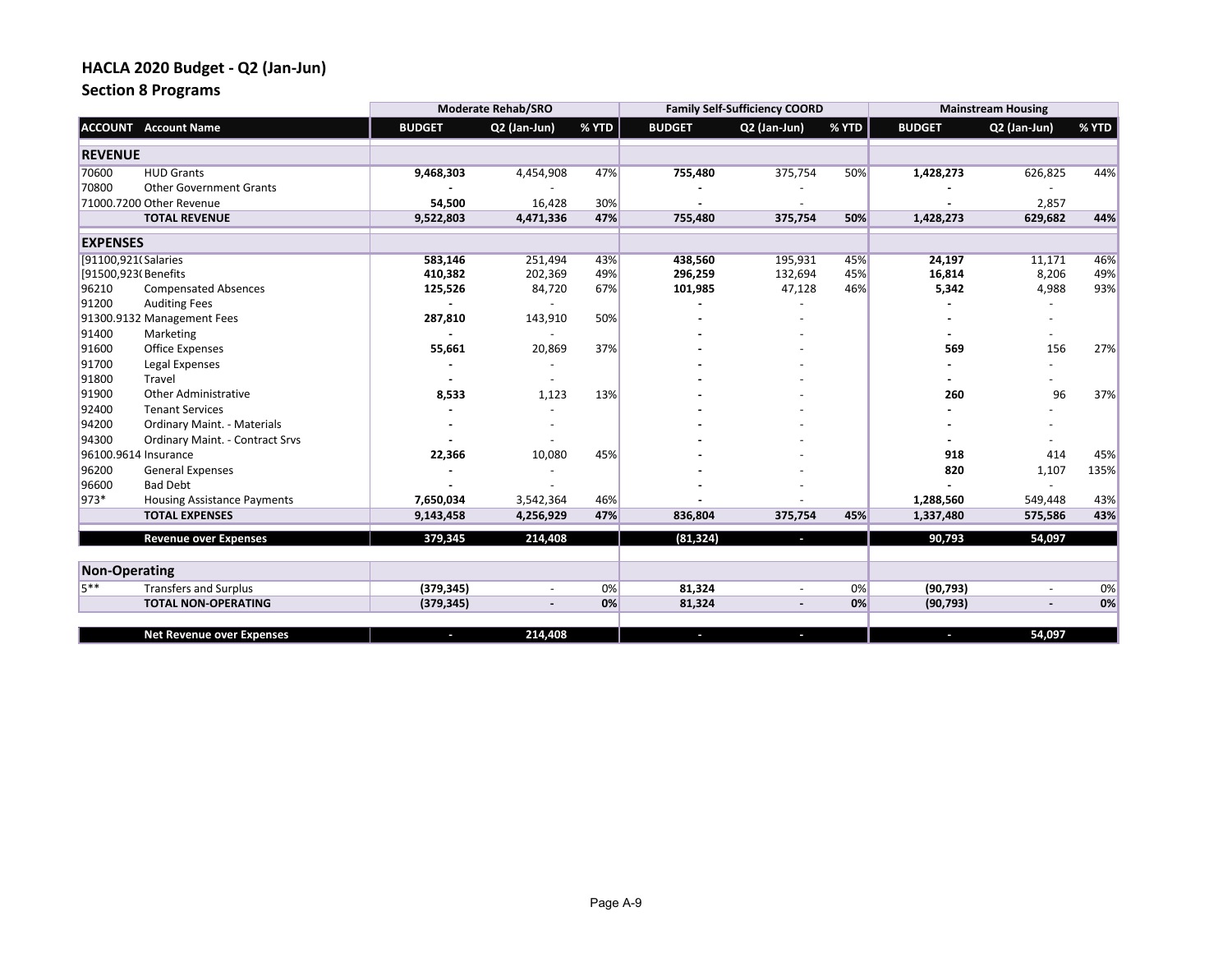## HACLA 2020 Budget - Q2 (Jan-Jun)

## Section 8 Programs

| | | Moderate Rehab/SRO | | | Family Self-Sufficiency COORD | | | Mainstream Housing | | |
|---|---|---|---|---|---|---|---|---|---|---|
| **ACCOUNT** | **Account Name** | **BUDGET** | **Q2 (Jan-Jun)** | **% YTD** | **BUDGET** | **Q2 (Jan-Jun)** | **% YTD** | **BUDGET** | **Q2 (Jan-Jun)** | **% YTD** |
| **REVENUE** | | | | | | | | | | |
| 70600 | HUD Grants | **9,468,303** | 4,454,908 | 47% | **755,480** | 375,754 | 50% | **1,428,273** | 626,825 | 44% |
| 70800 | Other Government Grants | **-** | - | | **-** | - | | **-** | - | |
| 71000.7200 | Other Revenue | **54,500** | 16,428 | 30% | **-** | - | | **-** | 2,857 | |
| | **TOTAL REVENUE** | **9,522,803** | **4,471,336** | **47%** | **755,480** | **375,754** | **50%** | **1,428,273** | **629,682** | **44%** |
| **EXPENSES** | | | | | | | | | | |
| [91100,921( | Salaries | **583,146** | 251,494 | 43% | **438,560** | 195,931 | 45% | **24,197** | 11,171 | 46% |
| [91500,923( | Benefits | **410,382** | 202,369 | 49% | **296,259** | 132,694 | 45% | **16,814** | 8,206 | 49% |
| 96210 | Compensated Absences | **125,526** | 84,720 | 67% | **101,985** | 47,128 | 46% | **5,342** | 4,988 | 93% |
| 91200 | Auditing Fees | **-** | - | | **-** | - | | **-** | - | |
| 91300.9132 | Management Fees | **287,810** | 143,910 | 50% | **-** | - | | **-** | - | |
| 91400 | Marketing | **-** | - | | **-** | - | | **-** | - | |
| 91600 | Office Expenses | **55,661** | 20,869 | 37% | **-** | - | | **569** | 156 | 27% |
| 91700 | Legal Expenses | **-** | - | | **-** | - | | **-** | - | |
| 91800 | Travel | **-** | - | | **-** | - | | **-** | - | |
| 91900 | Other Administrative | **8,533** | 1,123 | 13% | **-** | - | | **260** | 96 | 37% |
| 92400 | Tenant Services | **-** | - | | **-** | - | | **-** | - | |
| 94200 | Ordinary Maint. - Materials | **-** | - | | **-** | - | | **-** | - | |
| 94300 | Ordinary Maint. - Contract Srvs | **-** | - | | **-** | - | | **-** | - | |
| 96100.9614 | Insurance | **22,366** | 10,080 | 45% | **-** | - | | **918** | 414 | 45% |
| 96200 | General Expenses | **-** | - | | **-** | - | | **820** | 1,107 | 135% |
| 96600 | Bad Debt | **-** | - | | **-** | - | | **-** | - | |
| 973* | Housing Assistance Payments | **7,650,034** | 3,542,364 | 46% | **-** | - | | **1,288,560** | 549,448 | 43% |
| | **TOTAL EXPENSES** | **9,143,458** | **4,256,929** | **47%** | **836,804** | **375,754** | **45%** | **1,337,480** | **575,586** | **43%** |
| | **Revenue over Expenses** | **379,345** | **214,408** | | **(81,324)** | **-** | | **90,793** | **54,097** | |
| **Non-Operating** | | | | | | | | | | |
| 5** | Transfers and Surplus | **(379,345)** | - | 0% | **81,324** | - | 0% | **(90,793)** | - | 0% |
| | **TOTAL NON-OPERATING** | **(379,345)** | **-** | **0%** | **81,324** | **-** | **0%** | **(90,793)** | **-** | **0%** |
| | **Net Revenue over Expenses** | **-** | **214,408** | | **-** | **-** | | **-** | **54,097** | |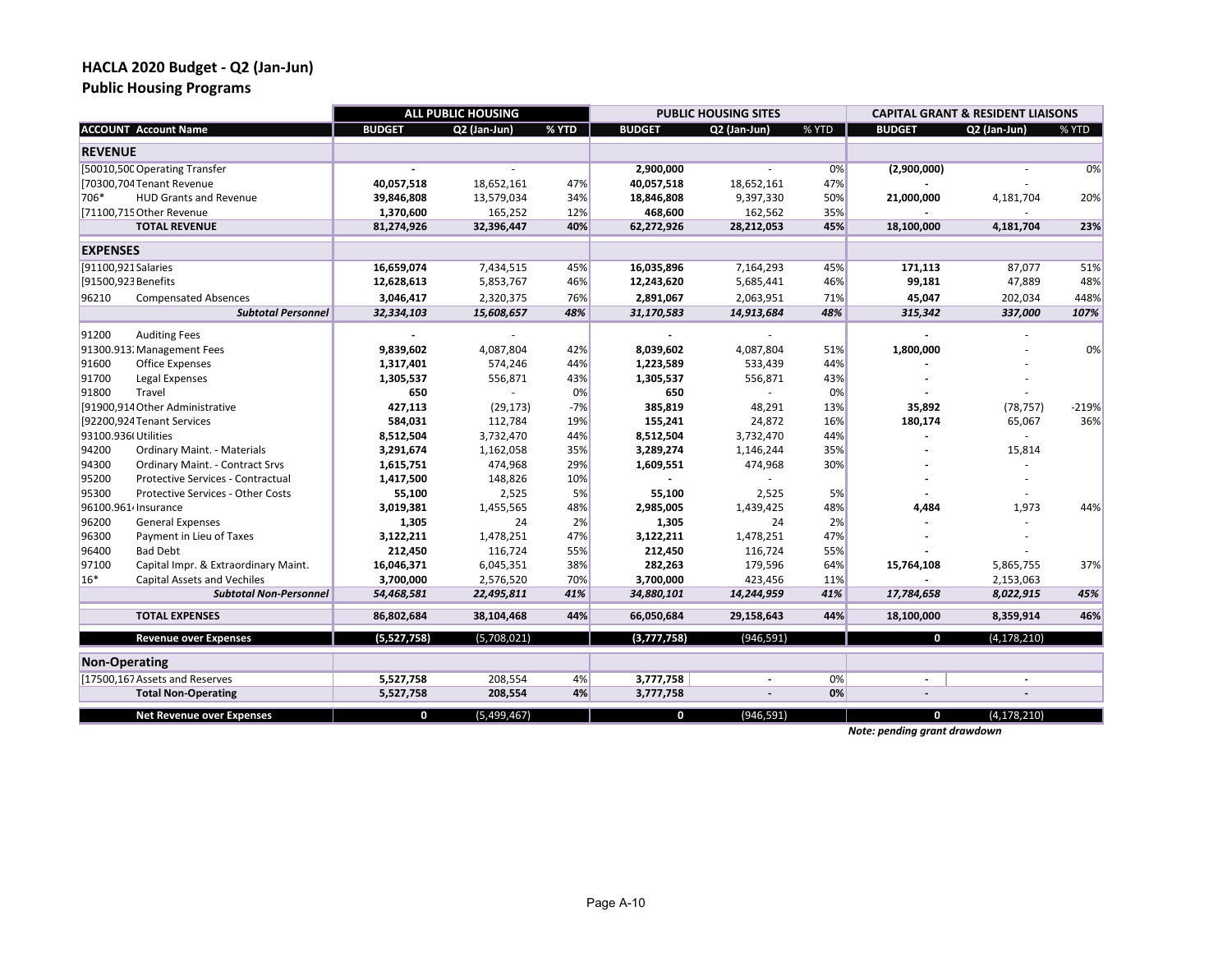## HACLA 2020 Budget - Q2 (Jan-Jun)
### Public Housing Programs

| ACCOUNT | Account Name | ALL PUBLIC HOUSING BUDGET | Q2 (Jan-Jun) | % YTD | PUBLIC HOUSING SITES BUDGET | Q2 (Jan-Jun) | % YTD | CAPITAL GRANT & RESIDENT LIAISONS BUDGET | Q2 (Jan-Jun) | % YTD |
|---|---|---|---|---|---|---|---|---|---|---|
| **REVENUE** | | | | | | | | | | |
| [50010,500 | Operating Transfer | - | - | | 2,900,000 | - | 0% | (2,900,000) | - | 0% |
| [70300,704 | Tenant Revenue | 40,057,518 | 18,652,161 | 47% | 40,057,518 | 18,652,161 | 47% | - | - | |
| 706* | HUD Grants and Revenue | 39,846,808 | 13,579,034 | 34% | 18,846,808 | 9,397,330 | 50% | 21,000,000 | 4,181,704 | 20% |
| [71100,715 | Other Revenue | 1,370,600 | 165,252 | 12% | 468,600 | 162,562 | 35% | - | - | |
| | **TOTAL REVENUE** | **81,274,926** | **32,396,447** | **40%** | **62,272,926** | **28,212,053** | **45%** | **18,100,000** | **4,181,704** | **23%** |
| **EXPENSES** | | | | | | | | | | |
| [91100,921 | Salaries | 16,659,074 | 7,434,515 | 45% | 16,035,896 | 7,164,293 | 45% | 171,113 | 87,077 | 51% |
| [91500,923 | Benefits | 12,628,613 | 5,853,767 | 46% | 12,243,620 | 5,685,441 | 46% | 99,181 | 47,889 | 48% |
| 96210 | Compensated Absences | 3,046,417 | 2,320,375 | 76% | 2,891,067 | 2,063,951 | 71% | 45,047 | 202,034 | 448% |
| | *Subtotal Personnel* | *32,334,103* | *15,608,657* | *48%* | *31,170,583* | *14,913,684* | *48%* | *315,342* | *337,000* | *107%* |
| 91200 | Auditing Fees | - | - | | - | - | | - | - | |
| 91300.913 | Management Fees | 9,839,602 | 4,087,804 | 42% | 8,039,602 | 4,087,804 | 51% | 1,800,000 | - | 0% |
| 91600 | Office Expenses | 1,317,401 | 574,246 | 44% | 1,223,589 | 533,439 | 44% | - | - | |
| 91700 | Legal Expenses | 1,305,537 | 556,871 | 43% | 1,305,537 | 556,871 | 43% | - | - | |
| 91800 | Travel | 650 | - | 0% | 650 | - | 0% | - | - | |
| [91900,914 | Other Administrative | 427,113 | (29,173) | -7% | 385,819 | 48,291 | 13% | 35,892 | (78,757) | -219% |
| [92200,924 | Tenant Services | 584,031 | 112,784 | 19% | 155,241 | 24,872 | 16% | 180,174 | 65,067 | 36% |
| 93100.936 | Utilities | 8,512,504 | 3,732,470 | 44% | 8,512,504 | 3,732,470 | 44% | - | - | |
| 94200 | Ordinary Maint. - Materials | 3,291,674 | 1,162,058 | 35% | 3,289,274 | 1,146,244 | 35% | - | 15,814 | |
| 94300 | Ordinary Maint. - Contract Srvs | 1,615,751 | 474,968 | 29% | 1,609,551 | 474,968 | 30% | - | - | |
| 95200 | Protective Services - Contractual | 1,417,500 | 148,826 | 10% | - | - | | - | - | |
| 95300 | Protective Services - Other Costs | 55,100 | 2,525 | 5% | 55,100 | 2,525 | 5% | - | - | |
| 96100.961 | Insurance | 3,019,381 | 1,455,565 | 48% | 2,985,005 | 1,439,425 | 48% | 4,484 | 1,973 | 44% |
| 96200 | General Expenses | 1,305 | 24 | 2% | 1,305 | 24 | 2% | - | - | |
| 96300 | Payment in Lieu of Taxes | 3,122,211 | 1,478,251 | 47% | 3,122,211 | 1,478,251 | 47% | - | - | |
| 96400 | Bad Debt | 212,450 | 116,724 | 55% | 212,450 | 116,724 | 55% | - | - | |
| 97100 | Capital Impr. & Extraordinary Maint. | 16,046,371 | 6,045,351 | 38% | 282,263 | 179,596 | 64% | 15,764,108 | 5,865,755 | 37% |
| 16* | Capital Assets and Vechiles | 3,700,000 | 2,576,520 | 70% | 3,700,000 | 423,456 | 11% | - | 2,153,063 | |
| | *Subtotal Non-Personnel* | *54,468,581* | *22,495,811* | *41%* | *34,880,101* | *14,244,959* | *41%* | *17,784,658* | *8,022,915* | *45%* |
| | **TOTAL EXPENSES** | **86,802,684** | **38,104,468** | **44%** | **66,050,684** | **29,158,643** | **44%** | **18,100,000** | **8,359,914** | **46%** |
| | **Revenue over Expenses** | **(5,527,758)** | (5,708,021) | | **(3,777,758)** | (946,591) | | **0** | (4,178,210) | |
| **Non-Operating** | | | | | | | | | | |
| [17500,167 | Assets and Reserves | 5,527,758 | 208,554 | 4% | 3,777,758 | - | 0% | - | - | |
| | **Total Non-Operating** | **5,527,758** | **208,554** | **4%** | **3,777,758** | **-** | **0%** | **-** | **-** | |
| | **Net Revenue over Expenses** | **0** | (5,499,467) | | **0** | (946,591) | | **0** | (4,178,210) | |

***Note: pending grant drawdown***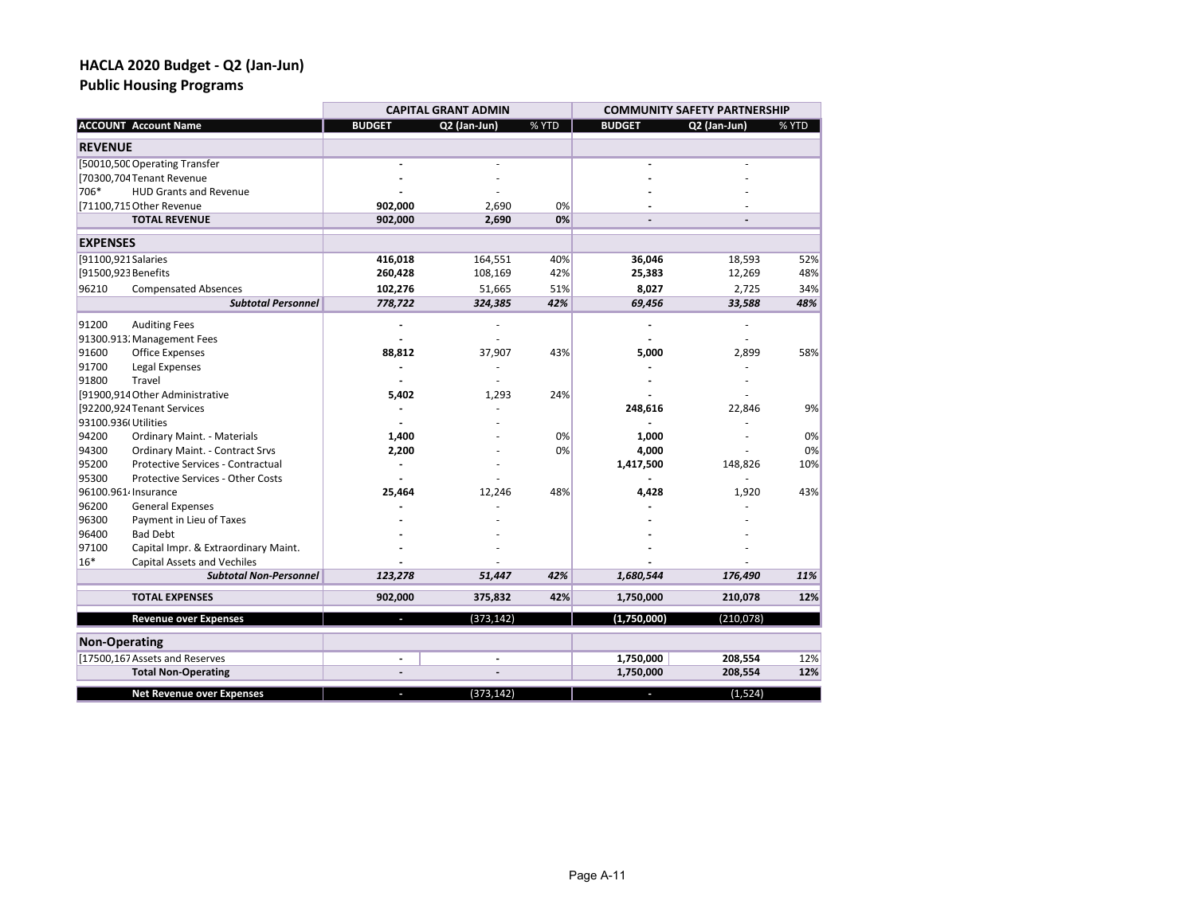# HACLA 2020 Budget - Q2 (Jan-Jun)

## Public Housing Programs

| | | CAPITAL GRANT ADMIN | | | COMMUNITY SAFETY PARTNERSHIP | | |
|---|---|---|---|---|---|---|---|
| **ACCOUNT** | **Account Name** | **BUDGET** | **Q2 (Jan-Jun)** | **% YTD** | **BUDGET** | **Q2 (Jan-Jun)** | **% YTD** |
| **REVENUE** | | | | | | | |
| [50010,500 | Operating Transfer | - | - | | - | - | |
| [70300,704 | Tenant Revenue | - | - | | - | - | |
| 706* | HUD Grants and Revenue | - | - | | - | - | |
| [71100,715 | Other Revenue | 902,000 | 2,690 | 0% | - | - | |
| | **TOTAL REVENUE** | **902,000** | **2,690** | **0%** | **-** | **-** | |
| **EXPENSES** | | | | | | | |
| [91100,921 | Salaries | 416,018 | 164,551 | 40% | 36,046 | 18,593 | 52% |
| [91500,923 | Benefits | 260,428 | 108,169 | 42% | 25,383 | 12,269 | 48% |
| 96210 | Compensated Absences | 102,276 | 51,665 | 51% | 8,027 | 2,725 | 34% |
| | ***Subtotal Personnel*** | ***778,722*** | ***324,385*** | ***42%*** | ***69,456*** | ***33,588*** | ***48%*** |
| 91200 | Auditing Fees | - | - | | - | - | |
| 91300.913 | Management Fees | - | - | | - | - | |
| 91600 | Office Expenses | 88,812 | 37,907 | 43% | 5,000 | 2,899 | 58% |
| 91700 | Legal Expenses | - | - | | - | - | |
| 91800 | Travel | - | - | | - | - | |
| [91900,914 | Other Administrative | 5,402 | 1,293 | 24% | - | - | |
| [92200,924 | Tenant Services | - | - | | 248,616 | 22,846 | 9% |
| 93100.936 | Utilities | - | - | | - | - | |
| 94200 | Ordinary Maint. - Materials | 1,400 | - | 0% | 1,000 | - | 0% |
| 94300 | Ordinary Maint. - Contract Srvs | 2,200 | - | 0% | 4,000 | - | 0% |
| 95200 | Protective Services - Contractual | - | - | | 1,417,500 | 148,826 | 10% |
| 95300 | Protective Services - Other Costs | - | - | | - | - | |
| 96100.961 | Insurance | 25,464 | 12,246 | 48% | 4,428 | 1,920 | 43% |
| 96200 | General Expenses | - | - | | - | - | |
| 96300 | Payment in Lieu of Taxes | - | - | | - | - | |
| 96400 | Bad Debt | - | - | | - | - | |
| 97100 | Capital Impr. & Extraordinary Maint. | - | - | | - | - | |
| 16* | Capital Assets and Vechiles | - | - | | - | - | |
| | ***Subtotal Non-Personnel*** | ***123,278*** | ***51,447*** | ***42%*** | ***1,680,544*** | ***176,490*** | ***11%*** |
| | **TOTAL EXPENSES** | **902,000** | **375,832** | **42%** | **1,750,000** | **210,078** | **12%** |
| | **Revenue over Expenses** | - | (373,142) | | (1,750,000) | (210,078) | |
| **Non-Operating** | | | | | | | |
| [17500,167 | Assets and Reserves | - | - | | 1,750,000 | 208,554 | 12% |
| | **Total Non-Operating** | **-** | **-** | | **1,750,000** | **208,554** | **12%** |
| | **Net Revenue over Expenses** | - | (373,142) | | - | (1,524) | |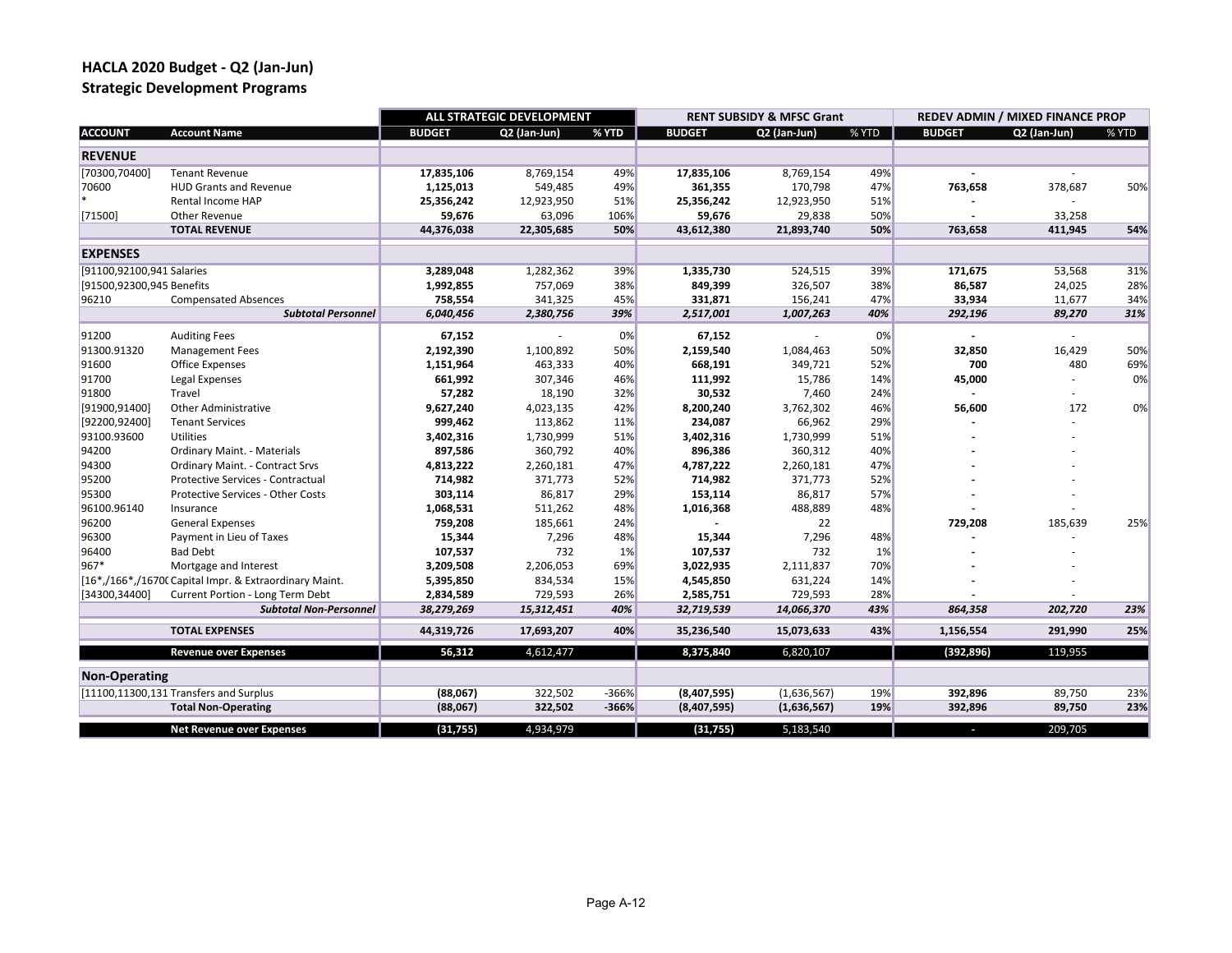## HACLA 2020 Budget - Q2 (Jan-Jun)
### Strategic Development Programs

| | | ALL STRATEGIC DEVELOPMENT | | | RENT SUBSIDY & MFSC Grant | | | REDEV ADMIN / MIXED FINANCE PROP | | |
|---|---|---|---|---|---|---|---|---|---|---|
| **ACCOUNT** | **Account Name** | **BUDGET** | **Q2 (Jan-Jun)** | **% YTD** | **BUDGET** | **Q2 (Jan-Jun)** | **% YTD** | **BUDGET** | **Q2 (Jan-Jun)** | **% YTD** |
| **REVENUE** | | | | | | | | | | |
| [70300,70400] | Tenant Revenue | **17,835,106** | 8,769,154 | 49% | **17,835,106** | 8,769,154 | 49% | **-** | - | |
| 70600 | HUD Grants and Revenue | **1,125,013** | 549,485 | 49% | **361,355** | 170,798 | 47% | **763,658** | 378,687 | 50% |
| * | Rental Income HAP | **25,356,242** | 12,923,950 | 51% | **25,356,242** | 12,923,950 | 51% | **-** | - | |
| [71500] | Other Revenue | **59,676** | 63,096 | 106% | **59,676** | 29,838 | 50% | **-** | 33,258 | |
| | **TOTAL REVENUE** | **44,376,038** | **22,305,685** | **50%** | **43,612,380** | **21,893,740** | **50%** | **763,658** | **411,945** | **54%** |
| **EXPENSES** | | | | | | | | | | |
| [91100,92100,941 | Salaries | **3,289,048** | 1,282,362 | 39% | **1,335,730** | 524,515 | 39% | **171,675** | 53,568 | 31% |
| [91500,92300,945 | Benefits | **1,992,855** | 757,069 | 38% | **849,399** | 326,507 | 38% | **86,587** | 24,025 | 28% |
| 96210 | Compensated Absences | **758,554** | 341,325 | 45% | **331,871** | 156,241 | 47% | **33,934** | 11,677 | 34% |
| | ***Subtotal Personnel*** | ***6,040,456*** | ***2,380,756*** | ***39%*** | ***2,517,001*** | ***1,007,263*** | ***40%*** | ***292,196*** | ***89,270*** | ***31%*** |
| 91200 | Auditing Fees | **67,152** | - | 0% | **67,152** | - | 0% | **-** | - | |
| 91300.91320 | Management Fees | **2,192,390** | 1,100,892 | 50% | **2,159,540** | 1,084,463 | 50% | **32,850** | 16,429 | 50% |
| 91600 | Office Expenses | **1,151,964** | 463,333 | 40% | **668,191** | 349,721 | 52% | **700** | 480 | 69% |
| 91700 | Legal Expenses | **661,992** | 307,346 | 46% | **111,992** | 15,786 | 14% | **45,000** | - | 0% |
| 91800 | Travel | **57,282** | 18,190 | 32% | **30,532** | 7,460 | 24% | **-** | - | |
| [91900,91400] | Other Administrative | **9,627,240** | 4,023,135 | 42% | **8,200,240** | 3,762,302 | 46% | **56,600** | 172 | 0% |
| [92200,92400] | Tenant Services | **999,462** | 113,862 | 11% | **234,087** | 66,962 | 29% | **-** | - | |
| 93100.93600 | Utilities | **3,402,316** | 1,730,999 | 51% | **3,402,316** | 1,730,999 | 51% | **-** | - | |
| 94200 | Ordinary Maint. - Materials | **897,586** | 360,792 | 40% | **896,386** | 360,312 | 40% | **-** | - | |
| 94300 | Ordinary Maint. - Contract Srvs | **4,813,222** | 2,260,181 | 47% | **4,787,222** | 2,260,181 | 47% | **-** | - | |
| 95200 | Protective Services - Contractual | **714,982** | 371,773 | 52% | **714,982** | 371,773 | 52% | **-** | - | |
| 95300 | Protective Services - Other Costs | **303,114** | 86,817 | 29% | **153,114** | 86,817 | 57% | **-** | - | |
| 96100.96140 | Insurance | **1,068,531** | 511,262 | 48% | **1,016,368** | 488,889 | 48% | **-** | - | |
| 96200 | General Expenses | **759,208** | 185,661 | 24% | **-** | 22 | | **729,208** | 185,639 | 25% |
| 96300 | Payment in Lieu of Taxes | **15,344** | 7,296 | 48% | **15,344** | 7,296 | 48% | **-** | - | |
| 96400 | Bad Debt | **107,537** | 732 | 1% | **107,537** | 732 | 1% | **-** | - | |
| 967* | Mortgage and Interest | **3,209,508** | 2,206,053 | 69% | **3,022,935** | 2,111,837 | 70% | **-** | - | |
| [16*,/166*,/1670( | Capital Impr. & Extraordinary Maint. | **5,395,850** | 834,534 | 15% | **4,545,850** | 631,224 | 14% | **-** | - | |
| [34300,34400] | Current Portion - Long Term Debt | **2,834,589** | 729,593 | 26% | **2,585,751** | 729,593 | 28% | **-** | - | |
| | ***Subtotal Non-Personnel*** | ***38,279,269*** | ***15,312,451*** | ***40%*** | ***32,719,539*** | ***14,066,370*** | ***43%*** | ***864,358*** | ***202,720*** | ***23%*** |
| | **TOTAL EXPENSES** | **44,319,726** | **17,693,207** | **40%** | **35,236,540** | **15,073,633** | **43%** | **1,156,554** | **291,990** | **25%** |
| | **Revenue over Expenses** | **56,312** | 4,612,477 | | **8,375,840** | 6,820,107 | | **(392,896)** | 119,955 | |
| **Non-Operating** | | | | | | | | | | |
| [11100,11300,131 | Transfers and Surplus | **(88,067)** | 322,502 | -366% | **(8,407,595)** | (1,636,567) | 19% | **392,896** | 89,750 | 23% |
| | **Total Non-Operating** | **(88,067)** | **322,502** | **-366%** | **(8,407,595)** | **(1,636,567)** | **19%** | **392,896** | **89,750** | **23%** |
| | **Net Revenue over Expenses** | **(31,755)** | 4,934,979 | | **(31,755)** | 5,183,540 | | **-** | 209,705 | |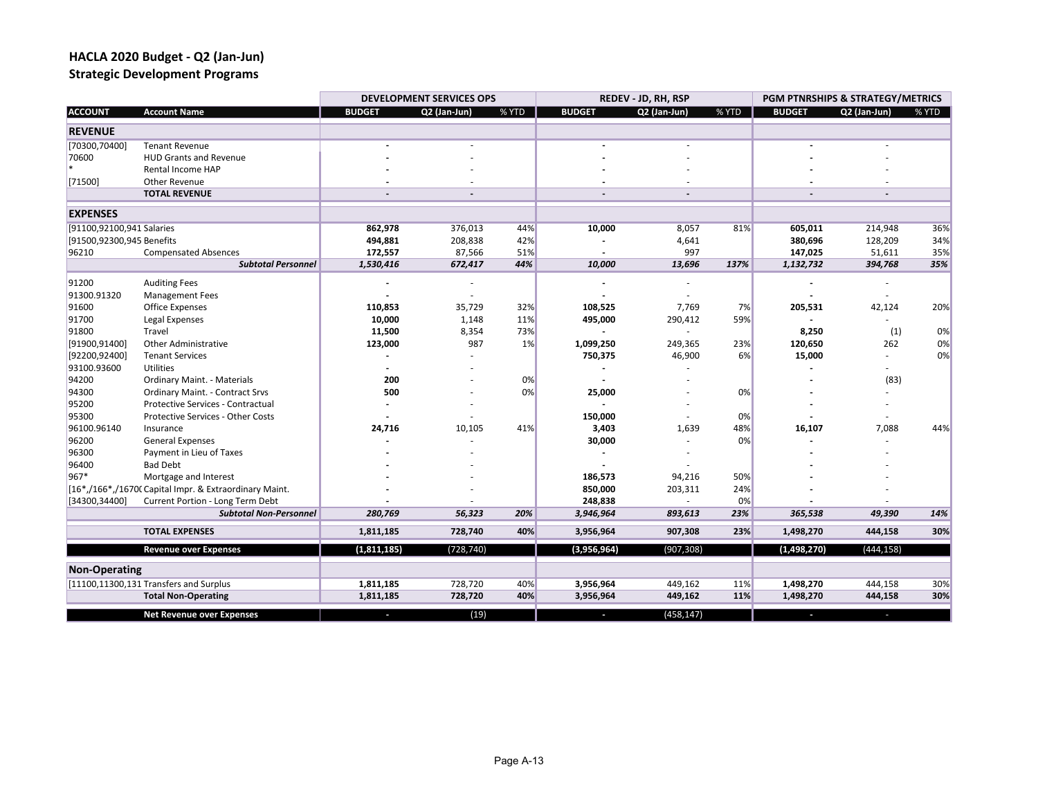# HACLA 2020 Budget - Q2 (Jan-Jun)
## Strategic Development Programs

| | | DEVELOPMENT SERVICES OPS | | | REDEV - JD, RH, RSP | | | PGM PTNRSHIPS & STRATEGY/METRICS | | |
|---|---|---|---|---|---|---|---|---|---|---|
| **ACCOUNT** | **Account Name** | **BUDGET** | **Q2 (Jan-Jun)** | **% YTD** | **BUDGET** | **Q2 (Jan-Jun)** | **% YTD** | **BUDGET** | **Q2 (Jan-Jun)** | **% YTD** |
| **REVENUE** | | | | | | | | | | |
| [70300,70400] | Tenant Revenue | - | - | | - | - | | - | - | |
| 70600 | HUD Grants and Revenue | - | - | | - | - | | - | - | |
| * | Rental Income HAP | - | - | | - | - | | - | - | |
| [71500] | Other Revenue | - | - | | - | - | | - | - | |
| | **TOTAL REVENUE** | - | - | | - | - | | - | - | |
| **EXPENSES** | | | | | | | | | | |
| [91100,92100,941 | Salaries | 862,978 | 376,013 | 44% | 10,000 | 8,057 | 81% | 605,011 | 214,948 | 36% |
| [91500,92300,945 | Benefits | 494,881 | 208,838 | 42% | - | 4,641 | | 380,696 | 128,209 | 34% |
| 96210 | Compensated Absences | 172,557 | 87,566 | 51% | - | 997 | | 147,025 | 51,611 | 35% |
| | ***Subtotal Personnel*** | *1,530,416* | *672,417* | *44%* | *10,000* | *13,696* | *137%* | *1,132,732* | *394,768* | *35%* |
| 91200 | Auditing Fees | - | - | | - | - | | - | - | |
| 91300.91320 | Management Fees | - | - | | - | - | | - | - | |
| 91600 | Office Expenses | 110,853 | 35,729 | 32% | 108,525 | 7,769 | 7% | 205,531 | 42,124 | 20% |
| 91700 | Legal Expenses | 10,000 | 1,148 | 11% | 495,000 | 290,412 | 59% | - | - | |
| 91800 | Travel | 11,500 | 8,354 | 73% | - | - | | 8,250 | (1) | 0% |
| [91900,91400] | Other Administrative | 123,000 | 987 | 1% | 1,099,250 | 249,365 | 23% | 120,650 | 262 | 0% |
| [92200,92400] | Tenant Services | - | - | | 750,375 | 46,900 | 6% | 15,000 | - | 0% |
| 93100.93600 | Utilities | - | - | | - | - | | - | - | |
| 94200 | Ordinary Maint. - Materials | 200 | - | 0% | - | - | | - | (83) | |
| 94300 | Ordinary Maint. - Contract Srvs | 500 | - | 0% | 25,000 | - | 0% | - | - | |
| 95200 | Protective Services - Contractual | - | - | | - | - | | - | - | |
| 95300 | Protective Services - Other Costs | - | - | | 150,000 | - | 0% | - | - | |
| 96100.96140 | Insurance | 24,716 | 10,105 | 41% | 3,403 | 1,639 | 48% | 16,107 | 7,088 | 44% |
| 96200 | General Expenses | - | - | | 30,000 | - | 0% | - | - | |
| 96300 | Payment in Lieu of Taxes | - | - | | - | - | | - | - | |
| 96400 | Bad Debt | - | - | | - | - | | - | - | |
| 967* | Mortgage and Interest | - | - | | 186,573 | 94,216 | 50% | - | - | |
| [16*,/166*,/1670( | Capital Impr. & Extraordinary Maint. | - | - | | 850,000 | 203,311 | 24% | - | - | |
| [34300,34400] | Current Portion - Long Term Debt | - | - | | 248,838 | - | 0% | - | - | |
| | ***Subtotal Non-Personnel*** | *280,769* | *56,323* | *20%* | *3,946,964* | *893,613* | *23%* | *365,538* | *49,390* | *14%* |
| | **TOTAL EXPENSES** | 1,811,185 | 728,740 | 40% | 3,956,964 | 907,308 | 23% | 1,498,270 | 444,158 | 30% |
| | **Revenue over Expenses** | (1,811,185) | (728,740) | | (3,956,964) | (907,308) | | (1,498,270) | (444,158) | |
| **Non-Operating** | | | | | | | | | | |
| [11100,11300,131 | Transfers and Surplus | 1,811,185 | 728,720 | 40% | 3,956,964 | 449,162 | 11% | 1,498,270 | 444,158 | 30% |
| | **Total Non-Operating** | 1,811,185 | 728,720 | 40% | 3,956,964 | 449,162 | 11% | 1,498,270 | 444,158 | 30% |
| | **Net Revenue over Expenses** | - | (19) | | - | (458,147) | | - | - | |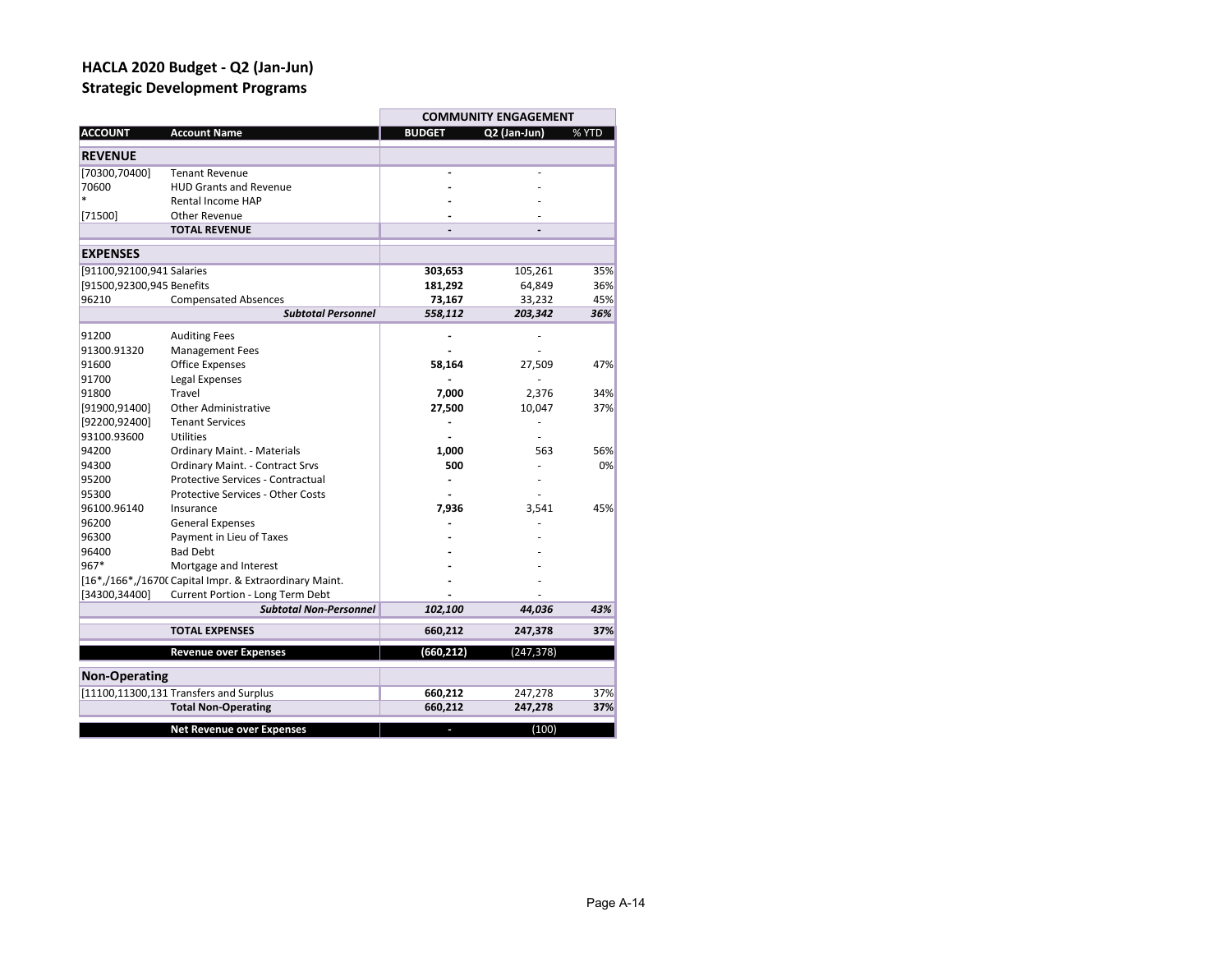# HACLA 2020 Budget - Q2 (Jan-Jun)
## Strategic Development Programs

| | | COMMUNITY ENGAGEMENT | | |
|---|---|---|---|---|
| **ACCOUNT** | **Account Name** | **BUDGET** | **Q2 (Jan-Jun)** | **% YTD** |
| **REVENUE** | | | | |
| [70300,70400] | Tenant Revenue | - | - | |
| 70600 | HUD Grants and Revenue | - | - | |
| * | Rental Income HAP | - | - | |
| [71500] | Other Revenue | - | - | |
| | **TOTAL REVENUE** | - | - | |
| **EXPENSES** | | | | |
| [91100,92100,941 | Salaries | 303,653 | 105,261 | 35% |
| [91500,92300,945 | Benefits | 181,292 | 64,849 | 36% |
| 96210 | Compensated Absences | 73,167 | 33,232 | 45% |
| | ***Subtotal Personnel*** | ***558,112*** | ***203,342*** | ***36%*** |
| 91200 | Auditing Fees | - | - | |
| 91300.91320 | Management Fees | - | - | |
| 91600 | Office Expenses | 58,164 | 27,509 | 47% |
| 91700 | Legal Expenses | - | - | |
| 91800 | Travel | 7,000 | 2,376 | 34% |
| [91900,91400] | Other Administrative | 27,500 | 10,047 | 37% |
| [92200,92400] | Tenant Services | - | - | |
| 93100.93600 | Utilities | - | - | |
| 94200 | Ordinary Maint. - Materials | 1,000 | 563 | 56% |
| 94300 | Ordinary Maint. - Contract Srvs | 500 | - | 0% |
| 95200 | Protective Services - Contractual | - | - | |
| 95300 | Protective Services - Other Costs | - | - | |
| 96100.96140 | Insurance | 7,936 | 3,541 | 45% |
| 96200 | General Expenses | - | - | |
| 96300 | Payment in Lieu of Taxes | - | - | |
| 96400 | Bad Debt | - | - | |
| 967* | Mortgage and Interest | - | - | |
| [16*,/166*,/1670( | Capital Impr. & Extraordinary Maint. | - | - | |
| [34300,34400] | Current Portion - Long Term Debt | - | - | |
| | ***Subtotal Non-Personnel*** | ***102,100*** | ***44,036*** | ***43%*** |
| | **TOTAL EXPENSES** | **660,212** | **247,378** | **37%** |
| | **Revenue over Expenses** | **(660,212)** | (247,378) | |
| **Non-Operating** | | | | |
| [11100,11300,131 | Transfers and Surplus | 660,212 | 247,278 | 37% |
| | **Total Non-Operating** | **660,212** | **247,278** | **37%** |
| | **Net Revenue over Expenses** | - | (100) | |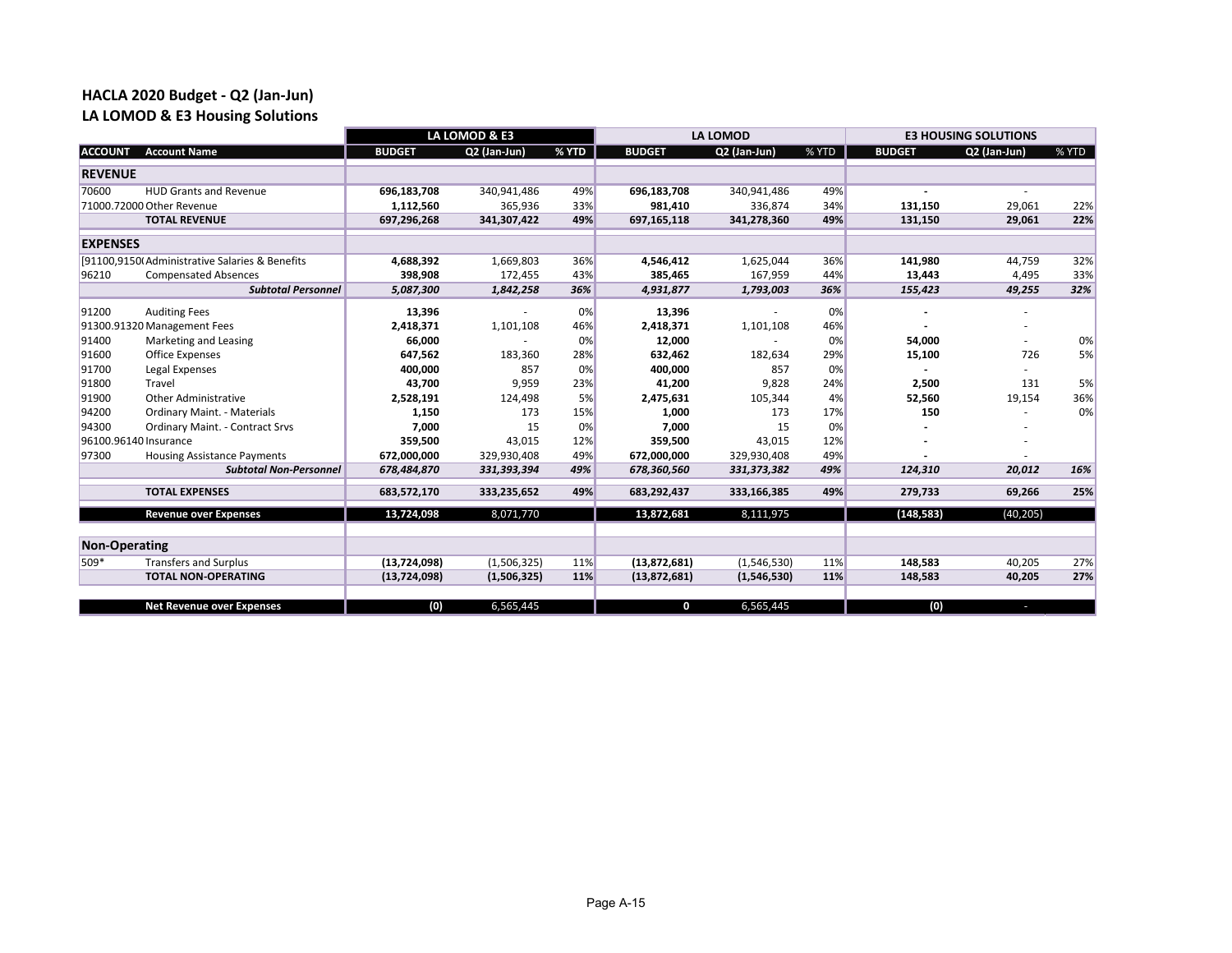## HACLA 2020 Budget - Q2 (Jan-Jun)
## LA LOMOD & E3 Housing Solutions

| | | LA LOMOD & E3 | | | LA LOMOD | | | E3 HOUSING SOLUTIONS | | |
|---|---|---|---|---|---|---|---|---|---|---|
| ACCOUNT | Account Name | BUDGET | Q2 (Jan-Jun) | % YTD | BUDGET | Q2 (Jan-Jun) | % YTD | BUDGET | Q2 (Jan-Jun) | % YTD |
| **REVENUE** | | | | | | | | | | |
| 70600 | HUD Grants and Revenue | **696,183,708** | 340,941,486 | 49% | **696,183,708** | 340,941,486 | 49% | **-** | - | |
| 71000.72000 | Other Revenue | **1,112,560** | 365,936 | 33% | **981,410** | 336,874 | 34% | **131,150** | 29,061 | 22% |
| | **TOTAL REVENUE** | **697,296,268** | **341,307,422** | **49%** | **697,165,118** | **341,278,360** | **49%** | **131,150** | **29,061** | **22%** |
| **EXPENSES** | | | | | | | | | | |
| [91100,9150( | Administrative Salaries & Benefits | **4,688,392** | 1,669,803 | 36% | **4,546,412** | 1,625,044 | 36% | **141,980** | 44,759 | 32% |
| 96210 | Compensated Absences | **398,908** | 172,455 | 43% | **385,465** | 167,959 | 44% | **13,443** | 4,495 | 33% |
| | ***Subtotal Personnel*** | ***5,087,300*** | ***1,842,258*** | ***36%*** | ***4,931,877*** | ***1,793,003*** | ***36%*** | ***155,423*** | ***49,255*** | ***32%*** |
| 91200 | Auditing Fees | **13,396** | - | 0% | **13,396** | - | 0% | **-** | - | |
| 91300.91320 | Management Fees | **2,418,371** | 1,101,108 | 46% | **2,418,371** | 1,101,108 | 46% | **-** | - | |
| 91400 | Marketing and Leasing | **66,000** | - | 0% | **12,000** | - | 0% | **54,000** | - | 0% |
| 91600 | Office Expenses | **647,562** | 183,360 | 28% | **632,462** | 182,634 | 29% | **15,100** | 726 | 5% |
| 91700 | Legal Expenses | **400,000** | 857 | 0% | **400,000** | 857 | 0% | **-** | - | |
| 91800 | Travel | **43,700** | 9,959 | 23% | **41,200** | 9,828 | 24% | **2,500** | 131 | 5% |
| 91900 | Other Administrative | **2,528,191** | 124,498 | 5% | **2,475,631** | 105,344 | 4% | **52,560** | 19,154 | 36% |
| 94200 | Ordinary Maint. - Materials | **1,150** | 173 | 15% | **1,000** | 173 | 17% | **150** | - | 0% |
| 94300 | Ordinary Maint. - Contract Srvs | **7,000** | 15 | 0% | **7,000** | 15 | 0% | **-** | - | |
| 96100.96140 | Insurance | **359,500** | 43,015 | 12% | **359,500** | 43,015 | 12% | **-** | - | |
| 97300 | Housing Assistance Payments | **672,000,000** | 329,930,408 | 49% | **672,000,000** | 329,930,408 | 49% | **-** | - | |
| | ***Subtotal Non-Personnel*** | ***678,484,870*** | ***331,393,394*** | ***49%*** | ***678,360,560*** | ***331,373,382*** | ***49%*** | ***124,310*** | ***20,012*** | ***16%*** |
| | **TOTAL EXPENSES** | **683,572,170** | **333,235,652** | **49%** | **683,292,437** | **333,166,385** | **49%** | **279,733** | **69,266** | **25%** |
| | **Revenue over Expenses** | **13,724,098** | 8,071,770 | | **13,872,681** | 8,111,975 | | **(148,583)** | (40,205) | |
| **Non-Operating** | | | | | | | | | | |
| 509* | Transfers and Surplus | **(13,724,098)** | (1,506,325) | 11% | **(13,872,681)** | (1,546,530) | 11% | **148,583** | 40,205 | 27% |
| | **TOTAL NON-OPERATING** | **(13,724,098)** | **(1,506,325)** | **11%** | **(13,872,681)** | **(1,546,530)** | **11%** | **148,583** | **40,205** | **27%** |
| | **Net Revenue over Expenses** | **(0)** | 6,565,445 | | **0** | 6,565,445 | | **(0)** | - | |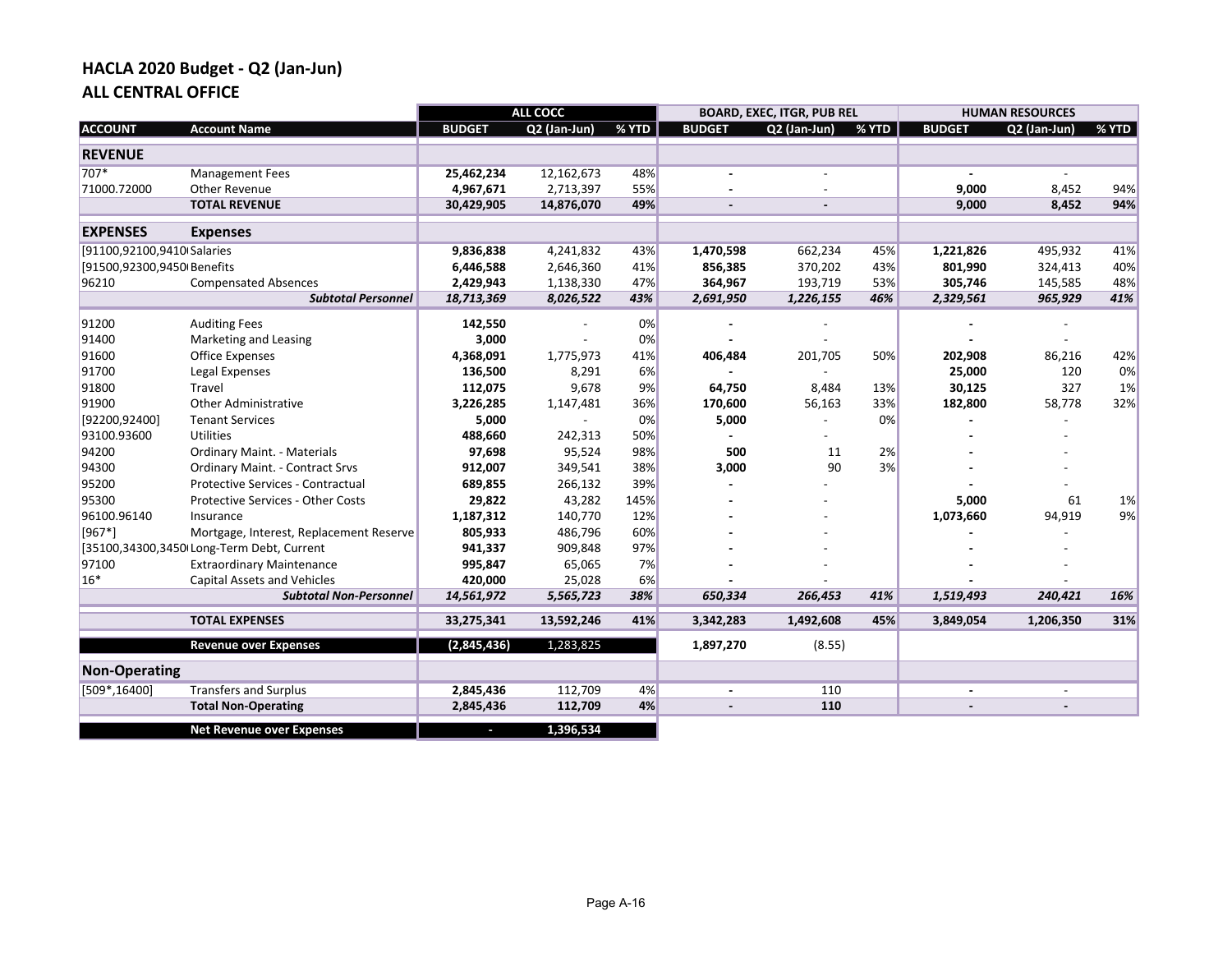# HACLA 2020 Budget - Q2 (Jan-Jun)

## ALL CENTRAL OFFICE

| | | ALL COCC | | | BOARD, EXEC, ITGR, PUB REL | | | HUMAN RESOURCES | | |
|---|---|---|---|---|---|---|---|---|---|---|
| **ACCOUNT** | **Account Name** | **BUDGET** | **Q2 (Jan-Jun)** | **% YTD** | **BUDGET** | **Q2 (Jan-Jun)** | **% YTD** | **BUDGET** | **Q2 (Jan-Jun)** | **% YTD** |
| **REVENUE** | | | | | | | | | | |
| 707* | Management Fees | **25,462,234** | 12,162,673 | 48% | **-** | - | | **-** | - | |
| 71000.72000 | Other Revenue | **4,967,671** | 2,713,397 | 55% | **-** | - | | **9,000** | 8,452 | 94% |
| | **TOTAL REVENUE** | **30,429,905** | **14,876,070** | **49%** | **-** | **-** | | **9,000** | **8,452** | **94%** |
| **EXPENSES** | **Expenses** | | | | | | | | | |
| [91100,92100,9410( | Salaries | **9,836,838** | 4,241,832 | 43% | **1,470,598** | 662,234 | 45% | **1,221,826** | 495,932 | 41% |
| [91500,92300,9450( | Benefits | **6,446,588** | 2,646,360 | 41% | **856,385** | 370,202 | 43% | **801,990** | 324,413 | 40% |
| 96210 | Compensated Absences | **2,429,943** | 1,138,330 | 47% | **364,967** | 193,719 | 53% | **305,746** | 145,585 | 48% |
| | ***Subtotal Personnel*** | ***18,713,369*** | ***8,026,522*** | ***43%*** | ***2,691,950*** | ***1,226,155*** | ***46%*** | ***2,329,561*** | ***965,929*** | ***41%*** |
| 91200 | Auditing Fees | **142,550** | - | 0% | **-** | - | | **-** | - | |
| 91400 | Marketing and Leasing | **3,000** | - | 0% | **-** | - | | **-** | - | |
| 91600 | Office Expenses | **4,368,091** | 1,775,973 | 41% | **406,484** | 201,705 | 50% | **202,908** | 86,216 | 42% |
| 91700 | Legal Expenses | **136,500** | 8,291 | 6% | **-** | - | | **25,000** | 120 | 0% |
| 91800 | Travel | **112,075** | 9,678 | 9% | **64,750** | 8,484 | 13% | **30,125** | 327 | 1% |
| 91900 | Other Administrative | **3,226,285** | 1,147,481 | 36% | **170,600** | 56,163 | 33% | **182,800** | 58,778 | 32% |
| [92200,92400] | Tenant Services | **5,000** | - | 0% | **5,000** | - | 0% | **-** | - | |
| 93100.93600 | Utilities | **488,660** | 242,313 | 50% | **-** | - | | **-** | - | |
| 94200 | Ordinary Maint. - Materials | **97,698** | 95,524 | 98% | **500** | 11 | 2% | **-** | - | |
| 94300 | Ordinary Maint. - Contract Srvs | **912,007** | 349,541 | 38% | **3,000** | 90 | 3% | **-** | - | |
| 95200 | Protective Services - Contractual | **689,855** | 266,132 | 39% | **-** | - | | **-** | - | |
| 95300 | Protective Services - Other Costs | **29,822** | 43,282 | 145% | **-** | - | | **5,000** | 61 | 1% |
| 96100.96140 | Insurance | **1,187,312** | 140,770 | 12% | **-** | - | | **1,073,660** | 94,919 | 9% |
| [967*] | Mortgage, Interest, Replacement Reserve | **805,933** | 486,796 | 60% | **-** | - | | **-** | - | |
| [35100,34300,3450( | Long-Term Debt, Current | **941,337** | 909,848 | 97% | **-** | - | | **-** | - | |
| 97100 | Extraordinary Maintenance | **995,847** | 65,065 | 7% | **-** | - | | **-** | - | |
| 16* | Capital Assets and Vehicles | **420,000** | 25,028 | 6% | **-** | - | | **-** | - | |
| | ***Subtotal Non-Personnel*** | ***14,561,972*** | ***5,565,723*** | ***38%*** | ***650,334*** | ***266,453*** | ***41%*** | ***1,519,493*** | ***240,421*** | ***16%*** |
| | **TOTAL EXPENSES** | **33,275,341** | **13,592,246** | **41%** | **3,342,283** | **1,492,608** | **45%** | **3,849,054** | **1,206,350** | **31%** |
| | **Revenue over Expenses** | **(2,845,436)** | 1,283,825 | | **1,897,270** | (8.55) | | | | |
| **Non-Operating** | | | | | | | | | | |
| [509*,16400] | Transfers and Surplus | **2,845,436** | 112,709 | 4% | **-** | 110 | | **-** | - | |
| | **Total Non-Operating** | **2,845,436** | **112,709** | **4%** | **-** | **110** | | **-** | **-** | |
| | **Net Revenue over Expenses** | **-** | **1,396,534** | | | | | | | |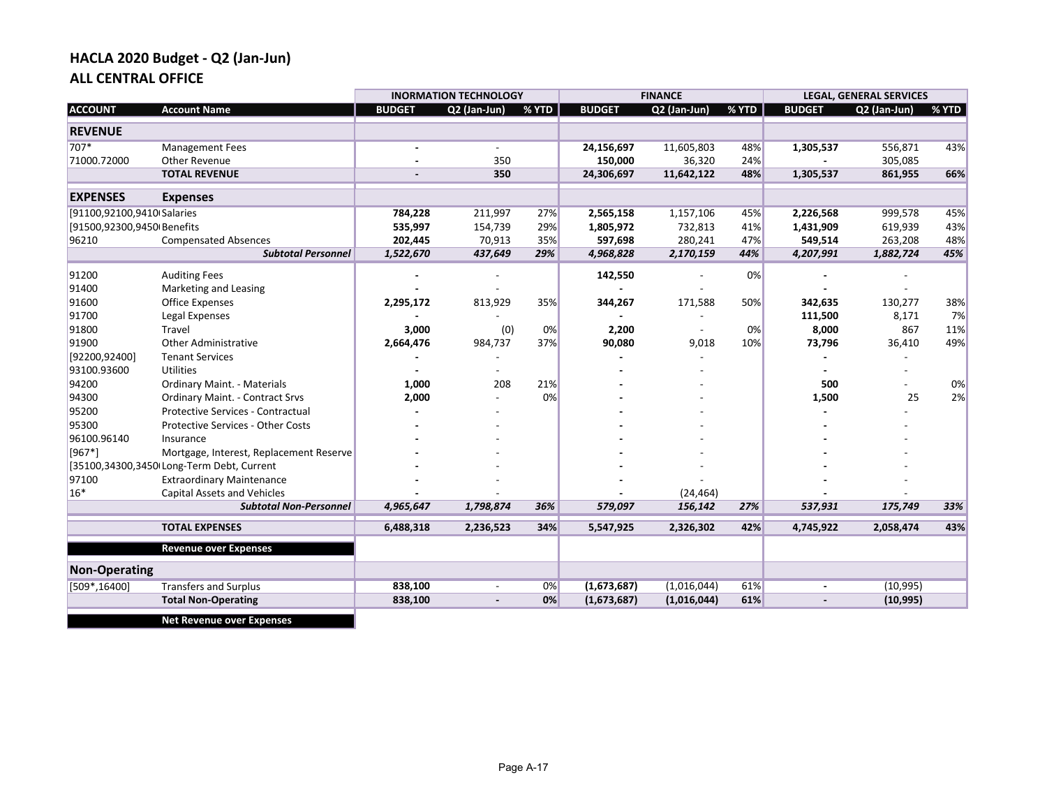## HACLA 2020 Budget - Q2 (Jan-Jun)
## ALL CENTRAL OFFICE

| | | INORMATION TECHNOLOGY | | | FINANCE | | | LEGAL, GENERAL SERVICES | | |
|---|---|---|---|---|---|---|---|---|---|---|
| **ACCOUNT** | **Account Name** | **BUDGET** | **Q2 (Jan-Jun)** | **% YTD** | **BUDGET** | **Q2 (Jan-Jun)** | **% YTD** | **BUDGET** | **Q2 (Jan-Jun)** | **% YTD** |
| **REVENUE** | | | | | | | | | | |
| 707* | Management Fees | **-** | - | | **24,156,697** | 11,605,803 | 48% | **1,305,537** | 556,871 | 43% |
| 71000.72000 | Other Revenue | **-** | 350 | | **150,000** | 36,320 | 24% | **-** | 305,085 | |
| | **TOTAL REVENUE** | **-** | **350** | | **24,306,697** | **11,642,122** | **48%** | **1,305,537** | **861,955** | **66%** |
| **EXPENSES** | **Expenses** | | | | | | | | | |
| [91100,92100,9410( | Salaries | **784,228** | 211,997 | 27% | **2,565,158** | 1,157,106 | 45% | **2,226,568** | 999,578 | 45% |
| [91500,92300,9450( | Benefits | **535,997** | 154,739 | 29% | **1,805,972** | 732,813 | 41% | **1,431,909** | 619,939 | 43% |
| 96210 | Compensated Absences | **202,445** | 70,913 | 35% | **597,698** | 280,241 | 47% | **549,514** | 263,208 | 48% |
| | ***Subtotal Personnel*** | ***1,522,670*** | ***437,649*** | ***29%*** | ***4,968,828*** | ***2,170,159*** | ***44%*** | ***4,207,991*** | ***1,882,724*** | ***45%*** |
| 91200 | Auditing Fees | **-** | - | | **142,550** | - | 0% | **-** | - | |
| 91400 | Marketing and Leasing | **-** | - | | **-** | - | | **-** | - | |
| 91600 | Office Expenses | **2,295,172** | 813,929 | 35% | **344,267** | 171,588 | 50% | **342,635** | 130,277 | 38% |
| 91700 | Legal Expenses | **-** | - | | **-** | - | | **111,500** | 8,171 | 7% |
| 91800 | Travel | **3,000** | (0) | 0% | **2,200** | - | 0% | **8,000** | 867 | 11% |
| 91900 | Other Administrative | **2,664,476** | 984,737 | 37% | **90,080** | 9,018 | 10% | **73,796** | 36,410 | 49% |
| [92200,92400] | Tenant Services | **-** | - | | **-** | - | | **-** | - | |
| 93100.93600 | Utilities | **-** | - | | **-** | - | | **-** | - | |
| 94200 | Ordinary Maint. - Materials | **1,000** | 208 | 21% | **-** | - | | **500** | - | 0% |
| 94300 | Ordinary Maint. - Contract Srvs | **2,000** | - | 0% | **-** | - | | **1,500** | 25 | 2% |
| 95200 | Protective Services - Contractual | **-** | - | | **-** | - | | **-** | - | |
| 95300 | Protective Services - Other Costs | **-** | - | | **-** | - | | **-** | - | |
| 96100.96140 | Insurance | **-** | - | | **-** | - | | **-** | - | |
| [967*] | Mortgage, Interest, Replacement Reserve | **-** | - | | **-** | - | | **-** | - | |
| [35100,34300,3450( | Long-Term Debt, Current | **-** | - | | **-** | - | | **-** | - | |
| 97100 | Extraordinary Maintenance | **-** | - | | **-** | - | | **-** | - | |
| 16* | Capital Assets and Vehicles | **-** | - | | **-** | (24,464) | | **-** | - | |
| | ***Subtotal Non-Personnel*** | ***4,965,647*** | ***1,798,874*** | ***36%*** | ***579,097*** | ***156,142*** | ***27%*** | ***537,931*** | ***175,749*** | ***33%*** |
| | **TOTAL EXPENSES** | **6,488,318** | **2,236,523** | **34%** | **5,547,925** | **2,326,302** | **42%** | **4,745,922** | **2,058,474** | **43%** |
| | **Revenue over Expenses** | | | | | | | | | |
| **Non-Operating** | | | | | | | | | | |
| [509*,16400] | Transfers and Surplus | **838,100** | - | 0% | **(1,673,687)** | (1,016,044) | 61% | **-** | (10,995) | |
| | **Total Non-Operating** | **838,100** | **-** | **0%** | **(1,673,687)** | **(1,016,044)** | **61%** | **-** | **(10,995)** | |
| | **Net Revenue over Expenses** | | | | | | | | | |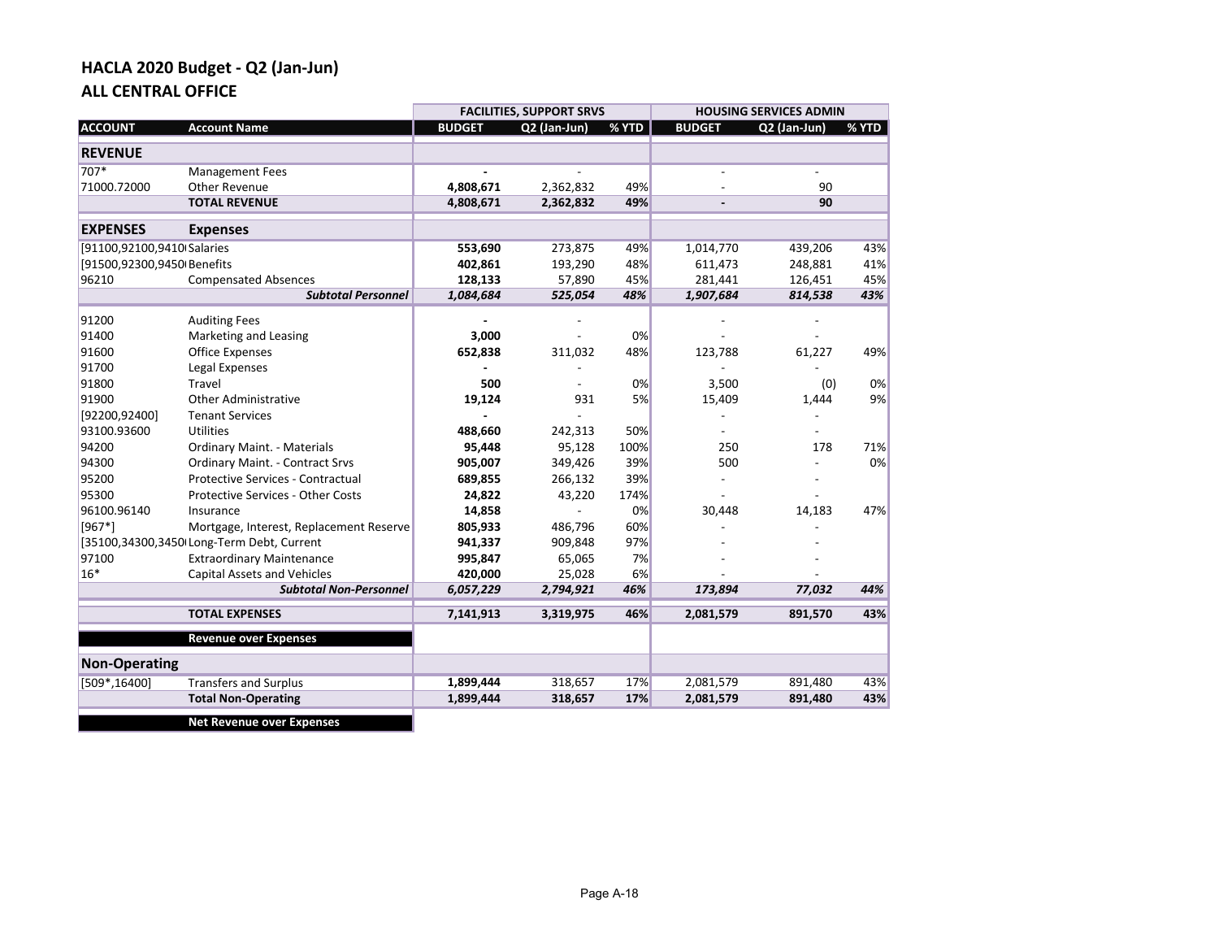## HACLA 2020 Budget - Q2 (Jan-Jun)
## ALL CENTRAL OFFICE

| | | FACILITIES, SUPPORT SRVS | | | HOUSING SERVICES ADMIN | | |
|---|---|---|---|---|---|---|---|
| **ACCOUNT** | **Account Name** | **BUDGET** | **Q2 (Jan-Jun)** | **% YTD** | **BUDGET** | **Q2 (Jan-Jun)** | **% YTD** |
| **REVENUE** | | | | | | | |
| 707* | Management Fees | **-** | - | | - | - | |
| 71000.72000 | Other Revenue | **4,808,671** | 2,362,832 | 49% | - | 90 | |
| | **TOTAL REVENUE** | **4,808,671** | **2,362,832** | **49%** | **-** | **90** | |
| **EXPENSES** | **Expenses** | | | | | | |
| [91100,92100,9410 | Salaries | **553,690** | 273,875 | 49% | 1,014,770 | 439,206 | 43% |
| [91500,92300,9450 | Benefits | **402,861** | 193,290 | 48% | 611,473 | 248,881 | 41% |
| 96210 | Compensated Absences | **128,133** | 57,890 | 45% | 281,441 | 126,451 | 45% |
| | ***Subtotal Personnel*** | ***1,084,684*** | ***525,054*** | ***48%*** | ***1,907,684*** | ***814,538*** | ***43%*** |
| 91200 | Auditing Fees | **-** | - | | - | - | |
| 91400 | Marketing and Leasing | **3,000** | - | 0% | - | - | |
| 91600 | Office Expenses | **652,838** | 311,032 | 48% | 123,788 | 61,227 | 49% |
| 91700 | Legal Expenses | **-** | - | | - | - | |
| 91800 | Travel | **500** | - | 0% | 3,500 | (0) | 0% |
| 91900 | Other Administrative | **19,124** | 931 | 5% | 15,409 | 1,444 | 9% |
| [92200,92400] | Tenant Services | **-** | - | | - | - | |
| 93100.93600 | Utilities | **488,660** | 242,313 | 50% | - | - | |
| 94200 | Ordinary Maint. - Materials | **95,448** | 95,128 | 100% | 250 | 178 | 71% |
| 94300 | Ordinary Maint. - Contract Srvs | **905,007** | 349,426 | 39% | 500 | - | 0% |
| 95200 | Protective Services - Contractual | **689,855** | 266,132 | 39% | - | - | |
| 95300 | Protective Services - Other Costs | **24,822** | 43,220 | 174% | - | - | |
| 96100.96140 | Insurance | **14,858** | - | 0% | 30,448 | 14,183 | 47% |
| [967*] | Mortgage, Interest, Replacement Reserve | **805,933** | 486,796 | 60% | - | - | |
| [35100,34300,3450 | Long-Term Debt, Current | **941,337** | 909,848 | 97% | - | - | |
| 97100 | Extraordinary Maintenance | **995,847** | 65,065 | 7% | - | - | |
| 16* | Capital Assets and Vehicles | **420,000** | 25,028 | 6% | - | - | |
| | ***Subtotal Non-Personnel*** | ***6,057,229*** | ***2,794,921*** | ***46%*** | ***173,894*** | ***77,032*** | ***44%*** |
| | **TOTAL EXPENSES** | **7,141,913** | **3,319,975** | **46%** | **2,081,579** | **891,570** | **43%** |
| | **Revenue over Expenses** | | | | | | |
| **Non-Operating** | | | | | | | |
| [509*,16400] | Transfers and Surplus | **1,899,444** | 318,657 | 17% | 2,081,579 | 891,480 | 43% |
| | **Total Non-Operating** | **1,899,444** | **318,657** | **17%** | **2,081,579** | **891,480** | **43%** |
| | **Net Revenue over Expenses** | | | | | | |